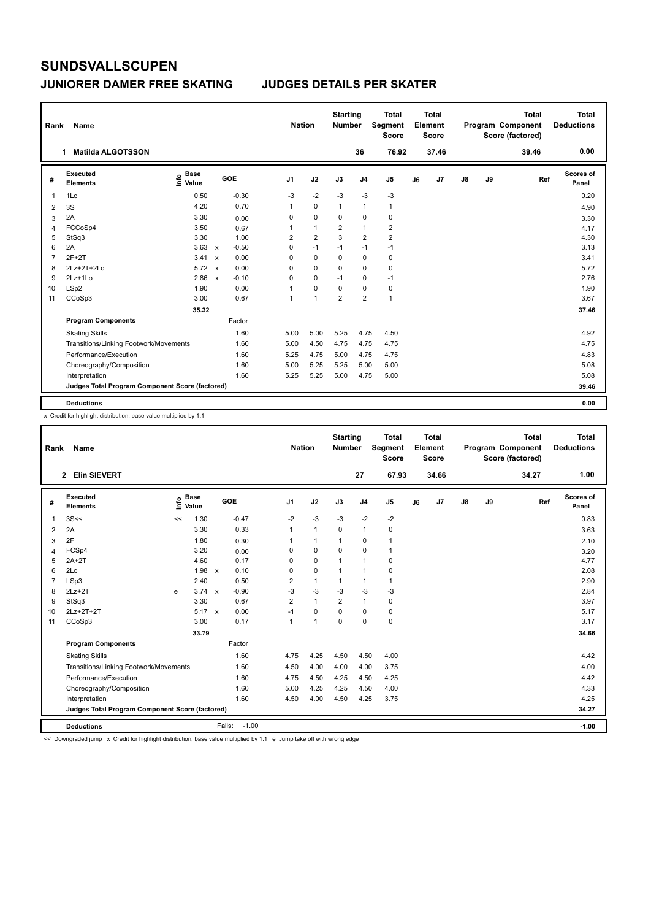# SUNDSVALLSCUPEN

## JUNIORER DAMER FREE SKATING — JUDGES DETAILS PER SKATER

| Rank | Name | Nation | Starting Number | Total Segment Score | Total Element Score | Total Program Component Score (factored) | Total Deductions |
|---|---|---|---|---|---|---|---|
| 1 | Matilda ALGOTSSON | | 36 | 76.92 | 37.46 | 39.46 | 0.00 |

| # | Executed Elements | Info | Base Value | | GOE | J1 | J2 | J3 | J4 | J5 | J6 | J7 | J8 | J9 | Ref | Scores of Panel |
|---|---|---|---|---|---|---|---|---|---|---|---|---|---|---|---|---|
| 1 | 1Lo | | 0.50 | | -0.30 | -3 | -2 | -3 | -3 | -3 | | | | | | 0.20 |
| 2 | 3S | | 4.20 | | 0.70 | 1 | 0 | 1 | 1 | 1 | | | | | | 4.90 |
| 3 | 2A | | 3.30 | | 0.00 | 0 | 0 | 0 | 0 | 0 | | | | | | 3.30 |
| 4 | FCCoSp4 | | 3.50 | | 0.67 | 1 | 1 | 2 | 1 | 2 | | | | | | 4.17 |
| 5 | StSq3 | | 3.30 | | 1.00 | 2 | 2 | 3 | 2 | 2 | | | | | | 4.30 |
| 6 | 2A | | 3.63 | x | -0.50 | 0 | -1 | -1 | -1 | -1 | | | | | | 3.13 |
| 7 | 2F+2T | | 3.41 | x | 0.00 | 0 | 0 | 0 | 0 | 0 | | | | | | 3.41 |
| 8 | 2Lz+2T+2Lo | | 5.72 | x | 0.00 | 0 | 0 | 0 | 0 | 0 | | | | | | 5.72 |
| 9 | 2Lz+1Lo | | 2.86 | x | -0.10 | 0 | 0 | -1 | 0 | -1 | | | | | | 2.76 |
| 10 | LSp2 | | 1.90 | | 0.00 | 1 | 0 | 0 | 0 | 0 | | | | | | 1.90 |
| 11 | CCoSp3 | | 3.00 | | 0.67 | 1 | 1 | 2 | 2 | 1 | | | | | | 3.67 |
| | | | 35.32 | | | | | | | | | | | | | 37.46 |
| | **Program Components** | | | | Factor | | | | | | | | | | | |
| | Skating Skills | | | | 1.60 | 5.00 | 5.00 | 5.25 | 4.75 | 4.50 | | | | | | 4.92 |
| | Transitions/Linking Footwork/Movements | | | | 1.60 | 5.00 | 4.50 | 4.75 | 4.75 | 4.75 | | | | | | 4.75 |
| | Performance/Execution | | | | 1.60 | 5.25 | 4.75 | 5.00 | 4.75 | 4.75 | | | | | | 4.83 |
| | Choreography/Composition | | | | 1.60 | 5.00 | 5.25 | 5.25 | 5.00 | 5.00 | | | | | | 5.08 |
| | Interpretation | | | | 1.60 | 5.25 | 5.25 | 5.00 | 4.75 | 5.00 | | | | | | 5.08 |
| | **Judges Total Program Component Score (factored)** | | | | | | | | | | | | | | | 39.46 |
| | **Deductions** | | | | | | | | | | | | | | | 0.00 |

x Credit for highlight distribution, base value multiplied by 1.1

| Rank | Name | Nation | Starting Number | Total Segment Score | Total Element Score | Total Program Component Score (factored) | Total Deductions |
|---|---|---|---|---|---|---|---|
| 2 | Elin SIEVERT | | 27 | 67.93 | 34.66 | 34.27 | 1.00 |

| # | Executed Elements | Info | Base Value | | GOE | J1 | J2 | J3 | J4 | J5 | J6 | J7 | J8 | J9 | Ref | Scores of Panel |
|---|---|---|---|---|---|---|---|---|---|---|---|---|---|---|---|---|
| 1 | 3S<< | << | 1.30 | | -0.47 | -2 | -3 | -3 | -2 | -2 | | | | | | 0.83 |
| 2 | 2A | | 3.30 | | 0.33 | 1 | 1 | 0 | 1 | 0 | | | | | | 3.63 |
| 3 | 2F | | 1.80 | | 0.30 | 1 | 1 | 1 | 0 | 1 | | | | | | 2.10 |
| 4 | FCSp4 | | 3.20 | | 0.00 | 0 | 0 | 0 | 0 | 1 | | | | | | 3.20 |
| 5 | 2A+2T | | 4.60 | | 0.17 | 0 | 0 | 1 | 1 | 0 | | | | | | 4.77 |
| 6 | 2Lo | | 1.98 | x | 0.10 | 0 | 0 | 1 | 1 | 0 | | | | | | 2.08 |
| 7 | LSp3 | | 2.40 | | 0.50 | 2 | 1 | 1 | 1 | 1 | | | | | | 2.90 |
| 8 | 2Lz+2T | e | 3.74 | x | -0.90 | -3 | -3 | -3 | -3 | -3 | | | | | | 2.84 |
| 9 | StSq3 | | 3.30 | | 0.67 | 2 | 1 | 2 | 1 | 0 | | | | | | 3.97 |
| 10 | 2Lz+2T+2T | | 5.17 | x | 0.00 | -1 | 0 | 0 | 0 | 0 | | | | | | 5.17 |
| 11 | CCoSp3 | | 3.00 | | 0.17 | 1 | 1 | 0 | 0 | 0 | | | | | | 3.17 |
| | | | 33.79 | | | | | | | | | | | | | 34.66 |
| | **Program Components** | | | | Factor | | | | | | | | | | | |
| | Skating Skills | | | | 1.60 | 4.75 | 4.25 | 4.50 | 4.50 | 4.00 | | | | | | 4.42 |
| | Transitions/Linking Footwork/Movements | | | | 1.60 | 4.50 | 4.00 | 4.00 | 4.00 | 3.75 | | | | | | 4.00 |
| | Performance/Execution | | | | 1.60 | 4.75 | 4.50 | 4.25 | 4.50 | 4.25 | | | | | | 4.42 |
| | Choreography/Composition | | | | 1.60 | 5.00 | 4.25 | 4.25 | 4.50 | 4.00 | | | | | | 4.33 |
| | Interpretation | | | | 1.60 | 4.50 | 4.00 | 4.50 | 4.25 | 3.75 | | | | | | 4.25 |
| | **Judges Total Program Component Score (factored)** | | | | | | | | | | | | | | | 34.27 |
| | **Deductions** | | | Falls: | -1.00 | | | | | | | | | | | -1.00 |

<< Downgraded jump x Credit for highlight distribution, base value multiplied by 1.1 e Jump take off with wrong edge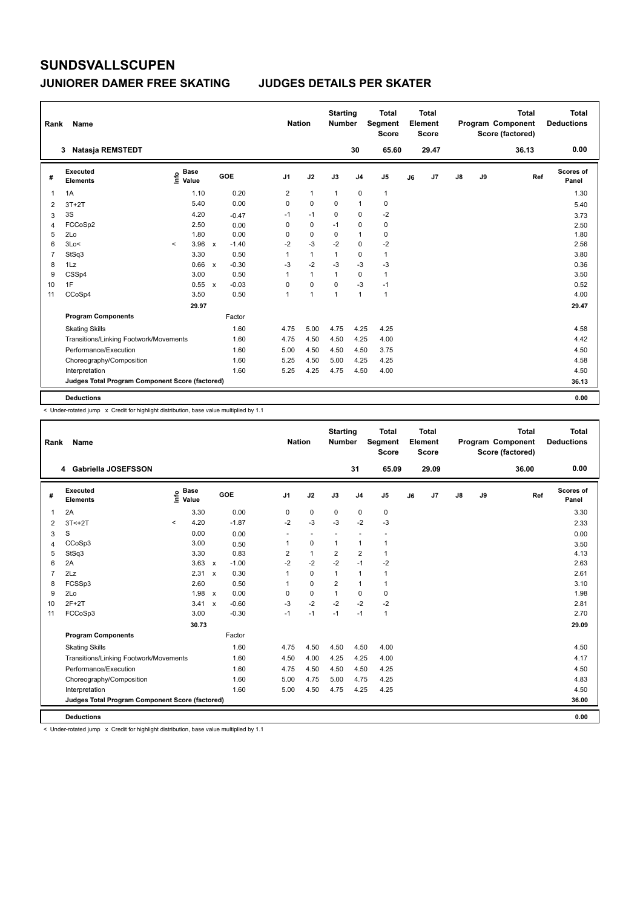# SUNDSVALLSCUPEN

## JUNIORER DAMER FREE SKATING — JUDGES DETAILS PER SKATER

| Rank | Name | Nation | Starting Number | Total Segment Score | Total Element Score | Total Program Component Score (factored) | Total Deductions |
|---|---|---|---|---|---|---|---|
| 3 | Natasja REMSTEDT | | 30 | 65.60 | 29.47 | 36.13 | 0.00 |

| # | Executed Elements | Info | Base Value | | GOE | J1 | J2 | J3 | J4 | J5 | J6 | J7 | J8 | J9 | Ref | Scores of Panel |
|---|---|---|---|---|---|---|---|---|---|---|---|---|---|---|---|---|
| 1 | 1A | | 1.10 | | 0.20 | 2 | 1 | 1 | 0 | 1 | | | | | | 1.30 |
| 2 | 3T+2T | | 5.40 | | 0.00 | 0 | 0 | 0 | 1 | 0 | | | | | | 5.40 |
| 3 | 3S | | 4.20 | | -0.47 | -1 | -1 | 0 | 0 | -2 | | | | | | 3.73 |
| 4 | FCCoSp2 | | 2.50 | | 0.00 | 0 | 0 | -1 | 0 | 0 | | | | | | 2.50 |
| 5 | 2Lo | | 1.80 | | 0.00 | 0 | 0 | 0 | 1 | 0 | | | | | | 1.80 |
| 6 | 3Lo< | < | 3.96 | x | -1.40 | -2 | -3 | -2 | 0 | -2 | | | | | | 2.56 |
| 7 | StSq3 | | 3.30 | | 0.50 | 1 | 1 | 1 | 0 | 1 | | | | | | 3.80 |
| 8 | 1Lz | | 0.66 | x | -0.30 | -3 | -2 | -3 | -3 | -3 | | | | | | 0.36 |
| 9 | CSSp4 | | 3.00 | | 0.50 | 1 | 1 | 1 | 0 | 1 | | | | | | 3.50 |
| 10 | 1F | | 0.55 | x | -0.03 | 0 | 0 | 0 | -3 | -1 | | | | | | 0.52 |
| 11 | CCoSp4 | | 3.50 | | 0.50 | 1 | 1 | 1 | 1 | 1 | | | | | | 4.00 |
| | | | 29.97 | | | | | | | | | | | | | 29.47 |
| | **Program Components** | | | | Factor | | | | | | | | | | | |
| | Skating Skills | | | | 1.60 | 4.75 | 5.00 | 4.75 | 4.25 | 4.25 | | | | | | 4.58 |
| | Transitions/Linking Footwork/Movements | | | | 1.60 | 4.75 | 4.50 | 4.50 | 4.25 | 4.00 | | | | | | 4.42 |
| | Performance/Execution | | | | 1.60 | 5.00 | 4.50 | 4.50 | 4.50 | 3.75 | | | | | | 4.50 |
| | Choreography/Composition | | | | 1.60 | 5.25 | 4.50 | 5.00 | 4.25 | 4.25 | | | | | | 4.58 |
| | Interpretation | | | | 1.60 | 5.25 | 4.25 | 4.75 | 4.50 | 4.00 | | | | | | 4.50 |
| | **Judges Total Program Component Score (factored)** | | | | | | | | | | | | | | | 36.13 |
| | **Deductions** | | | | | | | | | | | | | | | 0.00 |

< Under-rotated jump x Credit for highlight distribution, base value multiplied by 1.1

| Rank | Name | Nation | Starting Number | Total Segment Score | Total Element Score | Total Program Component Score (factored) | Total Deductions |
|---|---|---|---|---|---|---|---|
| 4 | Gabriella JOSEFSSON | | 31 | 65.09 | 29.09 | 36.00 | 0.00 |

| # | Executed Elements | Info | Base Value | | GOE | J1 | J2 | J3 | J4 | J5 | J6 | J7 | J8 | J9 | Ref | Scores of Panel |
|---|---|---|---|---|---|---|---|---|---|---|---|---|---|---|---|---|
| 1 | 2A | | 3.30 | | 0.00 | 0 | 0 | 0 | 0 | 0 | | | | | | 3.30 |
| 2 | 3T<+2T | < | 4.20 | | -1.87 | -2 | -3 | -3 | -2 | -3 | | | | | | 2.33 |
| 3 | S | | 0.00 | | 0.00 | - | - | - | - | - | | | | | | 0.00 |
| 4 | CCoSp3 | | 3.00 | | 0.50 | 1 | 0 | 1 | 1 | 1 | | | | | | 3.50 |
| 5 | StSq3 | | 3.30 | | 0.83 | 2 | 1 | 2 | 2 | 1 | | | | | | 4.13 |
| 6 | 2A | | 3.63 | x | -1.00 | -2 | -2 | -2 | -1 | -2 | | | | | | 2.63 |
| 7 | 2Lz | | 2.31 | x | 0.30 | 1 | 0 | 1 | 1 | 1 | | | | | | 2.61 |
| 8 | FCSSp3 | | 2.60 | | 0.50 | 1 | 0 | 2 | 1 | 1 | | | | | | 3.10 |
| 9 | 2Lo | | 1.98 | x | 0.00 | 0 | 0 | 1 | 0 | 0 | | | | | | 1.98 |
| 10 | 2F+2T | | 3.41 | x | -0.60 | -3 | -2 | -2 | -2 | -2 | | | | | | 2.81 |
| 11 | FCCoSp3 | | 3.00 | | -0.30 | -1 | -1 | -1 | -1 | 1 | | | | | | 2.70 |
| | | | 30.73 | | | | | | | | | | | | | 29.09 |
| | **Program Components** | | | | Factor | | | | | | | | | | | |
| | Skating Skills | | | | 1.60 | 4.75 | 4.50 | 4.50 | 4.50 | 4.00 | | | | | | 4.50 |
| | Transitions/Linking Footwork/Movements | | | | 1.60 | 4.50 | 4.00 | 4.25 | 4.25 | 4.00 | | | | | | 4.17 |
| | Performance/Execution | | | | 1.60 | 4.75 | 4.50 | 4.50 | 4.50 | 4.25 | | | | | | 4.50 |
| | Choreography/Composition | | | | 1.60 | 5.00 | 4.75 | 5.00 | 4.75 | 4.25 | | | | | | 4.83 |
| | Interpretation | | | | 1.60 | 5.00 | 4.50 | 4.75 | 4.25 | 4.25 | | | | | | 4.50 |
| | **Judges Total Program Component Score (factored)** | | | | | | | | | | | | | | | 36.00 |
| | **Deductions** | | | | | | | | | | | | | | | 0.00 |

< Under-rotated jump x Credit for highlight distribution, base value multiplied by 1.1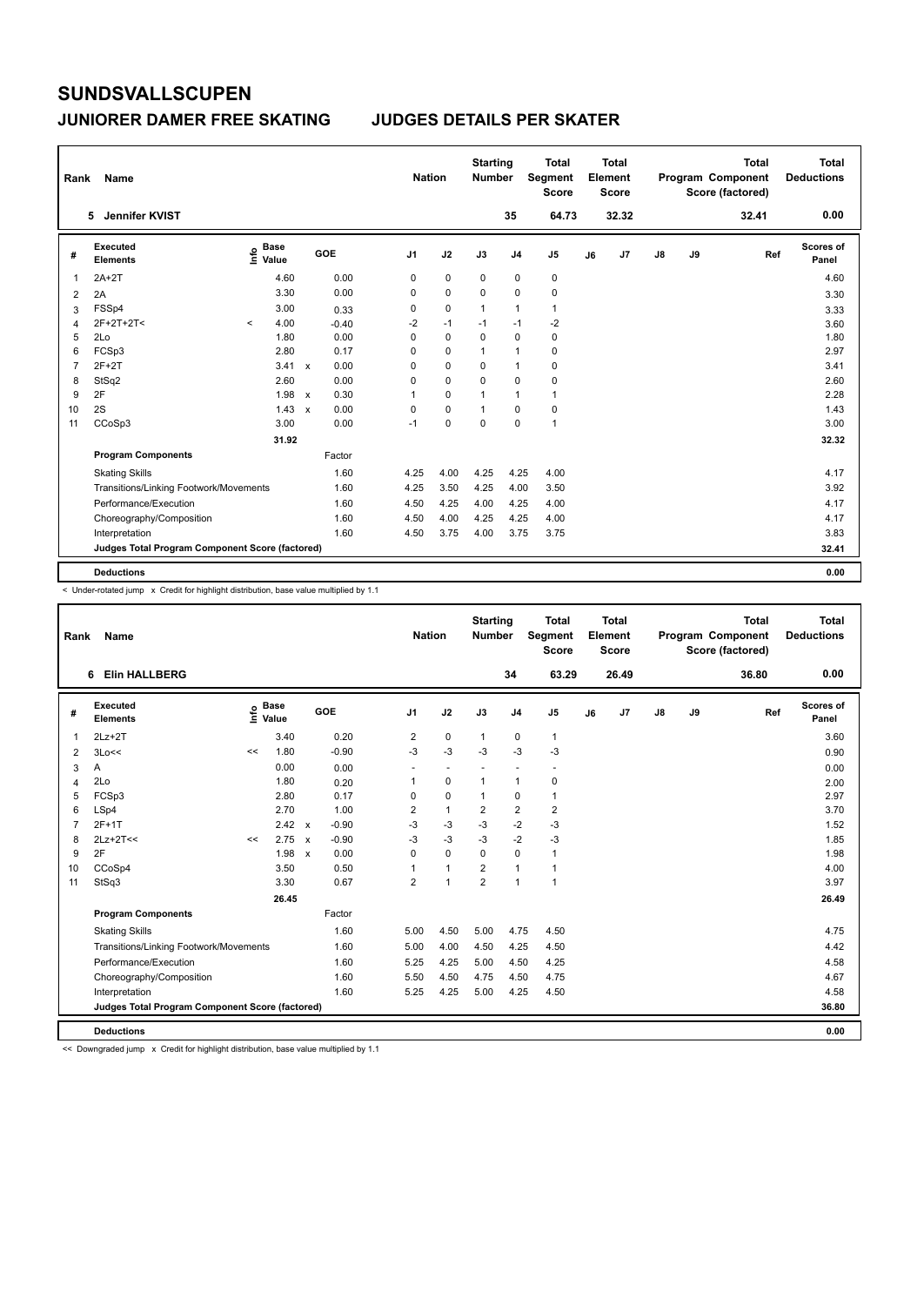# SUNDSVALLSCUPEN

## JUNIORER DAMER FREE SKATING — JUDGES DETAILS PER SKATER

| Rank | Name | Nation | Starting Number | Total Segment Score | Total Element Score | Total Program Component Score (factored) | Total Deductions |
|---|---|---|---|---|---|---|---|
| 5 | Jennifer KVIST | | 35 | 64.73 | 32.32 | 32.41 | 0.00 |

| # | Executed Elements | Info | Base Value | | GOE | J1 | J2 | J3 | J4 | J5 | J6 | J7 | J8 | J9 | Ref | Scores of Panel |
|---|---|---|---|---|---|---|---|---|---|---|---|---|---|---|---|---|
| 1 | 2A+2T | | 4.60 | | 0.00 | 0 | 0 | 0 | 0 | 0 | | | | | | 4.60 |
| 2 | 2A | | 3.30 | | 0.00 | 0 | 0 | 0 | 0 | 0 | | | | | | 3.30 |
| 3 | FSSp4 | | 3.00 | | 0.33 | 0 | 0 | 1 | 1 | 1 | | | | | | 3.33 |
| 4 | 2F+2T+2T< | < | 4.00 | | -0.40 | -2 | -1 | -1 | -1 | -2 | | | | | | 3.60 |
| 5 | 2Lo | | 1.80 | | 0.00 | 0 | 0 | 0 | 0 | 0 | | | | | | 1.80 |
| 6 | FCSp3 | | 2.80 | | 0.17 | 0 | 0 | 1 | 1 | 0 | | | | | | 2.97 |
| 7 | 2F+2T | | 3.41 | x | 0.00 | 0 | 0 | 0 | 1 | 0 | | | | | | 3.41 |
| 8 | StSq2 | | 2.60 | | 0.00 | 0 | 0 | 0 | 0 | 0 | | | | | | 2.60 |
| 9 | 2F | | 1.98 | x | 0.30 | 1 | 0 | 1 | 1 | 1 | | | | | | 2.28 |
| 10 | 2S | | 1.43 | x | 0.00 | 0 | 0 | 1 | 0 | 0 | | | | | | 1.43 |
| 11 | CCoSp3 | | 3.00 | | 0.00 | -1 | 0 | 0 | 0 | 1 | | | | | | 3.00 |
| | | | 31.92 | | | | | | | | | | | | | 32.32 |
| | **Program Components** | | | | Factor | | | | | | | | | | | |
| | Skating Skills | | | | 1.60 | 4.25 | 4.00 | 4.25 | 4.25 | 4.00 | | | | | | 4.17 |
| | Transitions/Linking Footwork/Movements | | | | 1.60 | 4.25 | 3.50 | 4.25 | 4.00 | 3.50 | | | | | | 3.92 |
| | Performance/Execution | | | | 1.60 | 4.50 | 4.25 | 4.00 | 4.25 | 4.00 | | | | | | 4.17 |
| | Choreography/Composition | | | | 1.60 | 4.50 | 4.00 | 4.25 | 4.25 | 4.00 | | | | | | 4.17 |
| | Interpretation | | | | 1.60 | 4.50 | 3.75 | 4.00 | 3.75 | 3.75 | | | | | | 3.83 |
| | **Judges Total Program Component Score (factored)** | | | | | | | | | | | | | | | 32.41 |
| | **Deductions** | | | | | | | | | | | | | | | 0.00 |

< Under-rotated jump x Credit for highlight distribution, base value multiplied by 1.1

| Rank | Name | Nation | Starting Number | Total Segment Score | Total Element Score | Total Program Component Score (factored) | Total Deductions |
|---|---|---|---|---|---|---|---|
| 6 | Elin HALLBERG | | 34 | 63.29 | 26.49 | 36.80 | 0.00 |

| # | Executed Elements | Info | Base Value | | GOE | J1 | J2 | J3 | J4 | J5 | J6 | J7 | J8 | J9 | Ref | Scores of Panel |
|---|---|---|---|---|---|---|---|---|---|---|---|---|---|---|---|---|
| 1 | 2Lz+2T | | 3.40 | | 0.20 | 2 | 0 | 1 | 0 | 1 | | | | | | 3.60 |
| 2 | 3Lo<< | << | 1.80 | | -0.90 | -3 | -3 | -3 | -3 | -3 | | | | | | 0.90 |
| 3 | A | | 0.00 | | 0.00 | - | - | - | - | - | | | | | | 0.00 |
| 4 | 2Lo | | 1.80 | | 0.20 | 1 | 0 | 1 | 1 | 0 | | | | | | 2.00 |
| 5 | FCSp3 | | 2.80 | | 0.17 | 0 | 0 | 1 | 0 | 1 | | | | | | 2.97 |
| 6 | LSp4 | | 2.70 | | 1.00 | 2 | 1 | 2 | 2 | 2 | | | | | | 3.70 |
| 7 | 2F+1T | | 2.42 | x | -0.90 | -3 | -3 | -3 | -2 | -3 | | | | | | 1.52 |
| 8 | 2Lz+2T<< | << | 2.75 | x | -0.90 | -3 | -3 | -3 | -2 | -3 | | | | | | 1.85 |
| 9 | 2F | | 1.98 | x | 0.00 | 0 | 0 | 0 | 0 | 1 | | | | | | 1.98 |
| 10 | CCoSp4 | | 3.50 | | 0.50 | 1 | 1 | 2 | 1 | 1 | | | | | | 4.00 |
| 11 | StSq3 | | 3.30 | | 0.67 | 2 | 1 | 2 | 1 | 1 | | | | | | 3.97 |
| | | | 26.45 | | | | | | | | | | | | | 26.49 |
| | **Program Components** | | | | Factor | | | | | | | | | | | |
| | Skating Skills | | | | 1.60 | 5.00 | 4.50 | 5.00 | 4.75 | 4.50 | | | | | | 4.75 |
| | Transitions/Linking Footwork/Movements | | | | 1.60 | 5.00 | 4.00 | 4.50 | 4.25 | 4.50 | | | | | | 4.42 |
| | Performance/Execution | | | | 1.60 | 5.25 | 4.25 | 5.00 | 4.50 | 4.25 | | | | | | 4.58 |
| | Choreography/Composition | | | | 1.60 | 5.50 | 4.50 | 4.75 | 4.50 | 4.75 | | | | | | 4.67 |
| | Interpretation | | | | 1.60 | 5.25 | 4.25 | 5.00 | 4.25 | 4.50 | | | | | | 4.58 |
| | **Judges Total Program Component Score (factored)** | | | | | | | | | | | | | | | 36.80 |
| | **Deductions** | | | | | | | | | | | | | | | 0.00 |

<< Downgraded jump x Credit for highlight distribution, base value multiplied by 1.1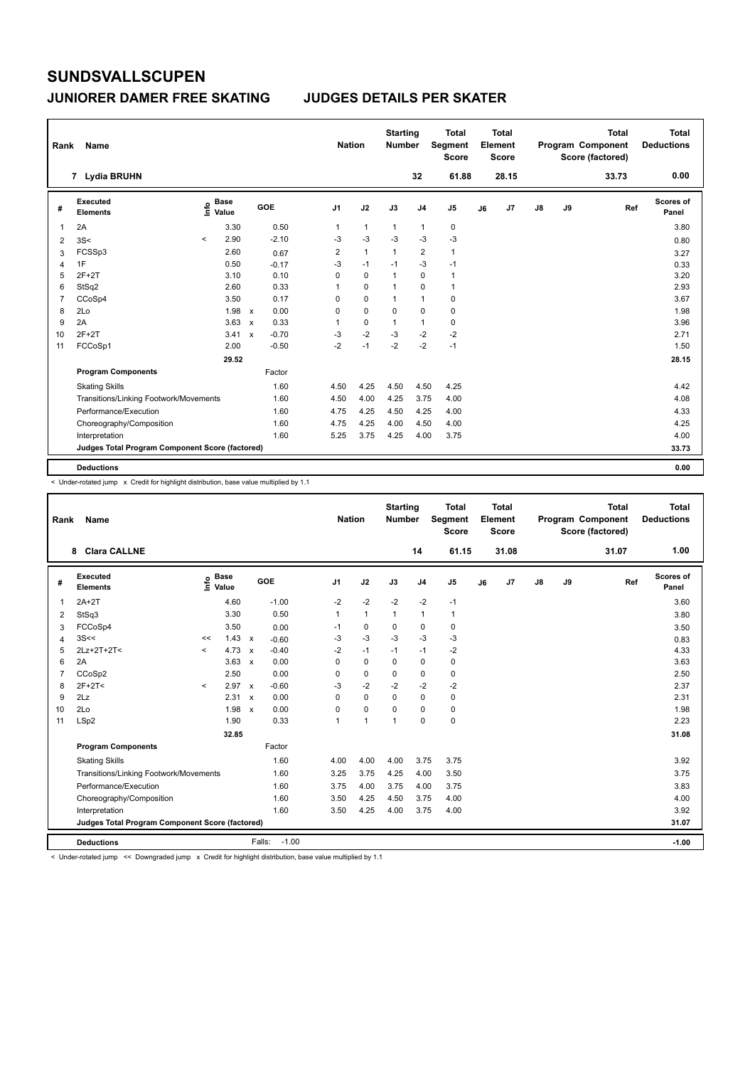# SUNDSVALLSCUPEN

## JUNIORER DAMER FREE SKATING JUDGES DETAILS PER SKATER

| Rank | Name | Nation | Starting Number | Total Segment Score | Total Element Score | Total Program Component Score (factored) | Total Deductions |
|---|---|---|---|---|---|---|---|
| 7 | Lydia BRUHN | | 32 | 61.88 | 28.15 | 33.73 | 0.00 |

| # | Executed Elements | Info | Base Value | | GOE | J1 | J2 | J3 | J4 | J5 | J6 | J7 | J8 | J9 | Ref | Scores of Panel |
|---|---|---|---|---|---|---|---|---|---|---|---|---|---|---|---|---|
| 1 | 2A | | 3.30 | | 0.50 | 1 | 1 | 1 | 1 | 0 | | | | | | 3.80 |
| 2 | 3S< | < | 2.90 | | -2.10 | -3 | -3 | -3 | -3 | -3 | | | | | | 0.80 |
| 3 | FCSSp3 | | 2.60 | | 0.67 | 2 | 1 | 1 | 2 | 1 | | | | | | 3.27 |
| 4 | 1F | | 0.50 | | -0.17 | -3 | -1 | -1 | -3 | -1 | | | | | | 0.33 |
| 5 | 2F+2T | | 3.10 | | 0.10 | 0 | 0 | 1 | 0 | 1 | | | | | | 3.20 |
| 6 | StSq2 | | 2.60 | | 0.33 | 1 | 0 | 1 | 0 | 1 | | | | | | 2.93 |
| 7 | CCoSp4 | | 3.50 | | 0.17 | 0 | 0 | 1 | 1 | 0 | | | | | | 3.67 |
| 8 | 2Lo | | 1.98 | x | 0.00 | 0 | 0 | 0 | 0 | 0 | | | | | | 1.98 |
| 9 | 2A | | 3.63 | x | 0.33 | 1 | 0 | 1 | 1 | 0 | | | | | | 3.96 |
| 10 | 2F+2T | | 3.41 | x | -0.70 | -3 | -2 | -3 | -2 | -2 | | | | | | 2.71 |
| 11 | FCCoSp1 | | 2.00 | | -0.50 | -2 | -1 | -2 | -2 | -1 | | | | | | 1.50 |
| | | | 29.52 | | | | | | | | | | | | | 28.15 |
| | **Program Components** | | | | Factor | | | | | | | | | | | |
| | Skating Skills | | | | 1.60 | 4.50 | 4.25 | 4.50 | 4.50 | 4.25 | | | | | | 4.42 |
| | Transitions/Linking Footwork/Movements | | | | 1.60 | 4.50 | 4.00 | 4.25 | 3.75 | 4.00 | | | | | | 4.08 |
| | Performance/Execution | | | | 1.60 | 4.75 | 4.25 | 4.50 | 4.25 | 4.00 | | | | | | 4.33 |
| | Choreography/Composition | | | | 1.60 | 4.75 | 4.25 | 4.00 | 4.50 | 4.00 | | | | | | 4.25 |
| | Interpretation | | | | 1.60 | 5.25 | 3.75 | 4.25 | 4.00 | 3.75 | | | | | | 4.00 |
| | **Judges Total Program Component Score (factored)** | | | | | | | | | | | | | | | 33.73 |
| | **Deductions** | | | | | | | | | | | | | | | 0.00 |

< Under-rotated jump x Credit for highlight distribution, base value multiplied by 1.1

| Rank | Name | Nation | Starting Number | Total Segment Score | Total Element Score | Total Program Component Score (factored) | Total Deductions |
|---|---|---|---|---|---|---|---|
| 8 | Clara CALLNE | | 14 | 61.15 | 31.08 | 31.07 | 1.00 |

| # | Executed Elements | Info | Base Value | | GOE | J1 | J2 | J3 | J4 | J5 | J6 | J7 | J8 | J9 | Ref | Scores of Panel |
|---|---|---|---|---|---|---|---|---|---|---|---|---|---|---|---|---|
| 1 | 2A+2T | | 4.60 | | -1.00 | -2 | -2 | -2 | -2 | -1 | | | | | | 3.60 |
| 2 | StSq3 | | 3.30 | | 0.50 | 1 | 1 | 1 | 1 | 1 | | | | | | 3.80 |
| 3 | FCCoSp4 | | 3.50 | | 0.00 | -1 | 0 | 0 | 0 | 0 | | | | | | 3.50 |
| 4 | 3S<< | << | 1.43 | x | -0.60 | -3 | -3 | -3 | -3 | -3 | | | | | | 0.83 |
| 5 | 2Lz+2T+2T< | < | 4.73 | x | -0.40 | -2 | -1 | -1 | -1 | -2 | | | | | | 4.33 |
| 6 | 2A | | 3.63 | x | 0.00 | 0 | 0 | 0 | 0 | 0 | | | | | | 3.63 |
| 7 | CCoSp2 | | 2.50 | | 0.00 | 0 | 0 | 0 | 0 | 0 | | | | | | 2.50 |
| 8 | 2F+2T< | < | 2.97 | x | -0.60 | -3 | -2 | -2 | -2 | -2 | | | | | | 2.37 |
| 9 | 2Lz | | 2.31 | x | 0.00 | 0 | 0 | 0 | 0 | 0 | | | | | | 2.31 |
| 10 | 2Lo | | 1.98 | x | 0.00 | 0 | 0 | 0 | 0 | 0 | | | | | | 1.98 |
| 11 | LSp2 | | 1.90 | | 0.33 | 1 | 1 | 1 | 0 | 0 | | | | | | 2.23 |
| | | | 32.85 | | | | | | | | | | | | | 31.08 |
| | **Program Components** | | | | Factor | | | | | | | | | | | |
| | Skating Skills | | | | 1.60 | 4.00 | 4.00 | 4.00 | 3.75 | 3.75 | | | | | | 3.92 |
| | Transitions/Linking Footwork/Movements | | | | 1.60 | 3.25 | 3.75 | 4.25 | 4.00 | 3.50 | | | | | | 3.75 |
| | Performance/Execution | | | | 1.60 | 3.75 | 4.00 | 3.75 | 4.00 | 3.75 | | | | | | 3.83 |
| | Choreography/Composition | | | | 1.60 | 3.50 | 4.25 | 4.50 | 3.75 | 4.00 | | | | | | 4.00 |
| | Interpretation | | | | 1.60 | 3.50 | 4.25 | 4.00 | 3.75 | 4.00 | | | | | | 3.92 |
| | **Judges Total Program Component Score (factored)** | | | | | | | | | | | | | | | 31.07 |
| | **Deductions** | | | | Falls: -1.00 | | | | | | | | | | | -1.00 |

< Under-rotated jump << Downgraded jump x Credit for highlight distribution, base value multiplied by 1.1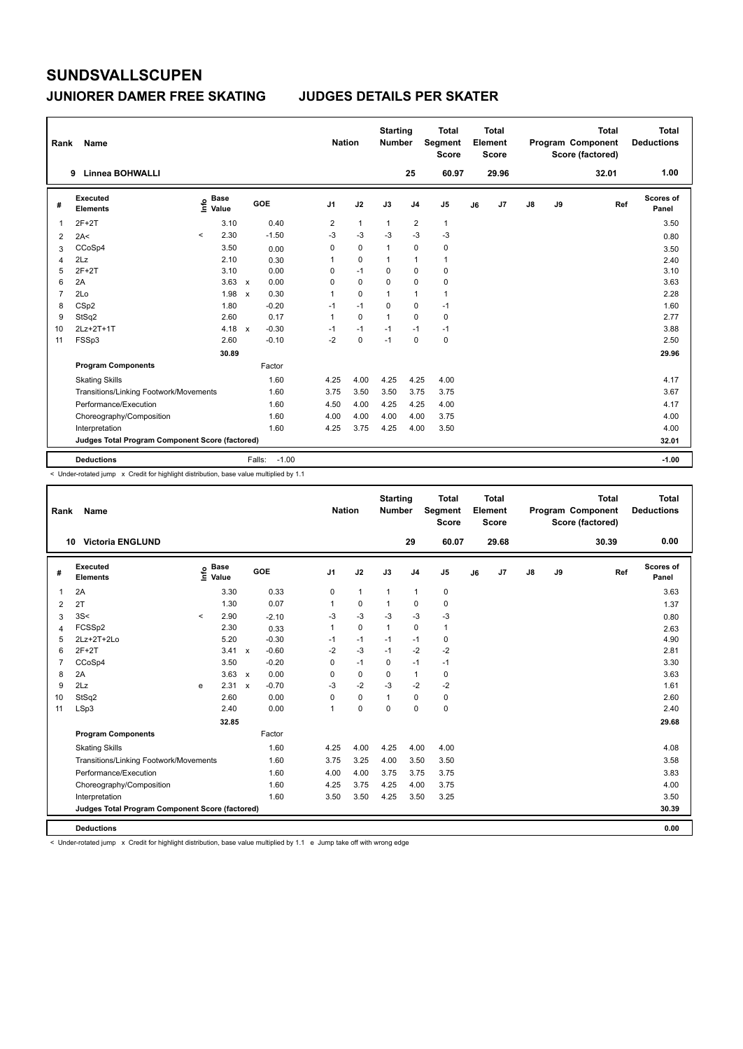# SUNDSVALLSCUPEN

## JUNIORER DAMER FREE SKATING — JUDGES DETAILS PER SKATER

| Rank | Name | Nation | Starting Number | Total Segment Score | Total Element Score | Total Program Component Score (factored) | Total Deductions |
|---|---|---|---|---|---|---|---|
| 9 | Linnea BOHWALLI | | 25 | 60.97 | 29.96 | 32.01 | 1.00 |

| # | Executed Elements | Info | Base Value | | GOE | J1 | J2 | J3 | J4 | J5 | J6 | J7 | J8 | J9 | Ref | Scores of Panel |
|---|---|---|---|---|---|---|---|---|---|---|---|---|---|---|---|---|
| 1 | 2F+2T | | 3.10 | | 0.40 | 2 | 1 | 1 | 2 | 1 | | | | | | 3.50 |
| 2 | 2A< | < | 2.30 | | -1.50 | -3 | -3 | -3 | -3 | -3 | | | | | | 0.80 |
| 3 | CCoSp4 | | 3.50 | | 0.00 | 0 | 0 | 1 | 0 | 0 | | | | | | 3.50 |
| 4 | 2Lz | | 2.10 | | 0.30 | 1 | 0 | 1 | 1 | 1 | | | | | | 2.40 |
| 5 | 2F+2T | | 3.10 | | 0.00 | 0 | -1 | 0 | 0 | 0 | | | | | | 3.10 |
| 6 | 2A | | 3.63 | x | 0.00 | 0 | 0 | 0 | 0 | 0 | | | | | | 3.63 |
| 7 | 2Lo | | 1.98 | x | 0.30 | 1 | 0 | 1 | 1 | 1 | | | | | | 2.28 |
| 8 | CSp2 | | 1.80 | | -0.20 | -1 | -1 | 0 | 0 | -1 | | | | | | 1.60 |
| 9 | StSq2 | | 2.60 | | 0.17 | 1 | 0 | 1 | 0 | 0 | | | | | | 2.77 |
| 10 | 2Lz+2T+1T | | 4.18 | x | -0.30 | -1 | -1 | -1 | -1 | -1 | | | | | | 3.88 |
| 11 | FSSp3 | | 2.60 | | -0.10 | -2 | 0 | -1 | 0 | 0 | | | | | | 2.50 |
| | | | 30.89 | | | | | | | | | | | | | 29.96 |
| | **Program Components** | | | | Factor | | | | | | | | | | | |
| | Skating Skills | | | | 1.60 | 4.25 | 4.00 | 4.25 | 4.25 | 4.00 | | | | | | 4.17 |
| | Transitions/Linking Footwork/Movements | | | | 1.60 | 3.75 | 3.50 | 3.50 | 3.75 | 3.75 | | | | | | 3.67 |
| | Performance/Execution | | | | 1.60 | 4.50 | 4.00 | 4.25 | 4.25 | 4.00 | | | | | | 4.17 |
| | Choreography/Composition | | | | 1.60 | 4.00 | 4.00 | 4.00 | 4.00 | 3.75 | | | | | | 4.00 |
| | Interpretation | | | | 1.60 | 4.25 | 3.75 | 4.25 | 4.00 | 3.50 | | | | | | 4.00 |
| | **Judges Total Program Component Score (factored)** | | | | | | | | | | | | | | | 32.01 |
| | **Deductions** | | | | Falls: -1.00 | | | | | | | | | | | -1.00 |

< Under-rotated jump x Credit for highlight distribution, base value multiplied by 1.1

| Rank | Name | Nation | Starting Number | Total Segment Score | Total Element Score | Total Program Component Score (factored) | Total Deductions |
|---|---|---|---|---|---|---|---|
| 10 | Victoria ENGLUND | | 29 | 60.07 | 29.68 | 30.39 | 0.00 |

| # | Executed Elements | Info | Base Value | | GOE | J1 | J2 | J3 | J4 | J5 | J6 | J7 | J8 | J9 | Ref | Scores of Panel |
|---|---|---|---|---|---|---|---|---|---|---|---|---|---|---|---|---|
| 1 | 2A | | 3.30 | | 0.33 | 0 | 1 | 1 | 1 | 0 | | | | | | 3.63 |
| 2 | 2T | | 1.30 | | 0.07 | 1 | 0 | 1 | 0 | 0 | | | | | | 1.37 |
| 3 | 3S< | < | 2.90 | | -2.10 | -3 | -3 | -3 | -3 | -3 | | | | | | 0.80 |
| 4 | FCSSp2 | | 2.30 | | 0.33 | 1 | 0 | 1 | 0 | 1 | | | | | | 2.63 |
| 5 | 2Lz+2T+2Lo | | 5.20 | | -0.30 | -1 | -1 | -1 | -1 | 0 | | | | | | 4.90 |
| 6 | 2F+2T | | 3.41 | x | -0.60 | -2 | -3 | -1 | -2 | -2 | | | | | | 2.81 |
| 7 | CCoSp4 | | 3.50 | | -0.20 | 0 | -1 | 0 | -1 | -1 | | | | | | 3.30 |
| 8 | 2A | | 3.63 | x | 0.00 | 0 | 0 | 0 | 1 | 0 | | | | | | 3.63 |
| 9 | 2Lz | e | 2.31 | x | -0.70 | -3 | -2 | -3 | -2 | -2 | | | | | | 1.61 |
| 10 | StSq2 | | 2.60 | | 0.00 | 0 | 0 | 1 | 0 | 0 | | | | | | 2.60 |
| 11 | LSp3 | | 2.40 | | 0.00 | 1 | 0 | 0 | 0 | 0 | | | | | | 2.40 |
| | | | 32.85 | | | | | | | | | | | | | 29.68 |
| | **Program Components** | | | | Factor | | | | | | | | | | | |
| | Skating Skills | | | | 1.60 | 4.25 | 4.00 | 4.25 | 4.00 | 4.00 | | | | | | 4.08 |
| | Transitions/Linking Footwork/Movements | | | | 1.60 | 3.75 | 3.25 | 4.00 | 3.50 | 3.50 | | | | | | 3.58 |
| | Performance/Execution | | | | 1.60 | 4.00 | 4.00 | 3.75 | 3.75 | 3.75 | | | | | | 3.83 |
| | Choreography/Composition | | | | 1.60 | 4.25 | 3.75 | 4.25 | 4.00 | 3.75 | | | | | | 4.00 |
| | Interpretation | | | | 1.60 | 3.50 | 3.50 | 4.25 | 3.50 | 3.25 | | | | | | 3.50 |
| | **Judges Total Program Component Score (factored)** | | | | | | | | | | | | | | | 30.39 |
| | **Deductions** | | | | | | | | | | | | | | | 0.00 |

< Under-rotated jump x Credit for highlight distribution, base value multiplied by 1.1 e Jump take off with wrong edge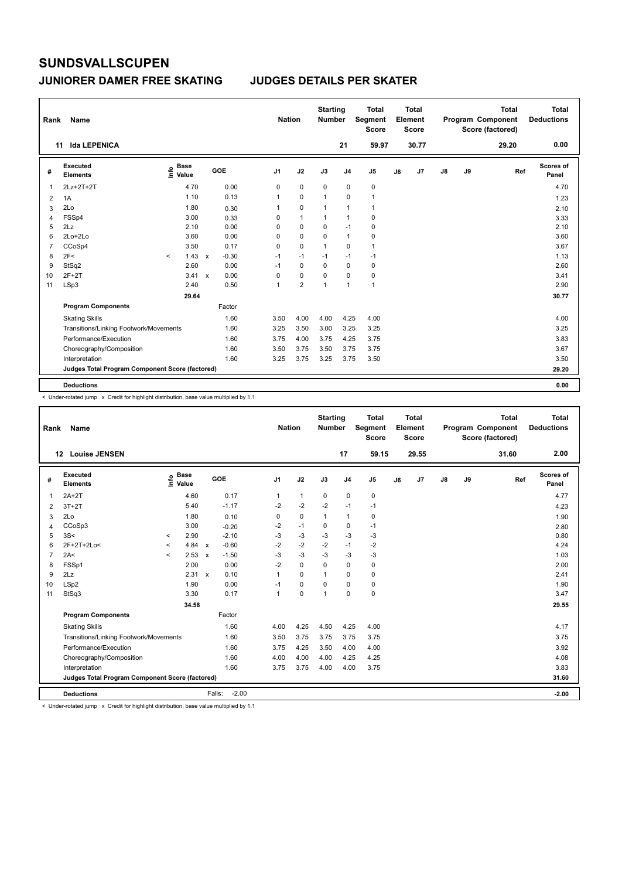# SUNDSVALLSCUPEN

## JUNIORER DAMER FREE SKATING JUDGES DETAILS PER SKATER

| Rank | Name | Nation | Starting Number | Total Segment Score | Total Element Score | Total Program Component Score (factored) | Total Deductions |
|---|---|---|---|---|---|---|---|
| 11 | Ida LEPENICA | | 21 | 59.97 | 30.77 | 29.20 | 0.00 |

| # | Executed Elements | Info | Base Value | | GOE | J1 | J2 | J3 | J4 | J5 | J6 | J7 | J8 | J9 | Ref | Scores of Panel |
|---|---|---|---|---|---|---|---|---|---|---|---|---|---|---|---|---|
| 1 | 2Lz+2T+2T | | 4.70 | | 0.00 | 0 | 0 | 0 | 0 | 0 | | | | | | 4.70 |
| 2 | 1A | | 1.10 | | 0.13 | 1 | 0 | 1 | 0 | 1 | | | | | | 1.23 |
| 3 | 2Lo | | 1.80 | | 0.30 | 1 | 0 | 1 | 1 | 1 | | | | | | 2.10 |
| 4 | FSSp4 | | 3.00 | | 0.33 | 0 | 1 | 1 | 1 | 0 | | | | | | 3.33 |
| 5 | 2Lz | | 2.10 | | 0.00 | 0 | 0 | 0 | -1 | 0 | | | | | | 2.10 |
| 6 | 2Lo+2Lo | | 3.60 | | 0.00 | 0 | 0 | 0 | 1 | 0 | | | | | | 3.60 |
| 7 | CCoSp4 | | 3.50 | | 0.17 | 0 | 0 | 1 | 0 | 1 | | | | | | 3.67 |
| 8 | 2F< | < | 1.43 | x | -0.30 | -1 | -1 | -1 | -1 | -1 | | | | | | 1.13 |
| 9 | StSq2 | | 2.60 | | 0.00 | -1 | 0 | 0 | 0 | 0 | | | | | | 2.60 |
| 10 | 2F+2T | | 3.41 | x | 0.00 | 0 | 0 | 0 | 0 | 0 | | | | | | 3.41 |
| 11 | LSp3 | | 2.40 | | 0.50 | 1 | 2 | 1 | 1 | 1 | | | | | | 2.90 |
| | | | 29.64 | | | | | | | | | | | | | 30.77 |
| | **Program Components** | | | | Factor | | | | | | | | | | | |
| | Skating Skills | | | | 1.60 | 3.50 | 4.00 | 4.00 | 4.25 | 4.00 | | | | | | 4.00 |
| | Transitions/Linking Footwork/Movements | | | | 1.60 | 3.25 | 3.50 | 3.00 | 3.25 | 3.25 | | | | | | 3.25 |
| | Performance/Execution | | | | 1.60 | 3.75 | 4.00 | 3.75 | 4.25 | 3.75 | | | | | | 3.83 |
| | Choreography/Composition | | | | 1.60 | 3.50 | 3.75 | 3.50 | 3.75 | 3.75 | | | | | | 3.67 |
| | Interpretation | | | | 1.60 | 3.25 | 3.75 | 3.25 | 3.75 | 3.50 | | | | | | 3.50 |
| | **Judges Total Program Component Score (factored)** | | | | | | | | | | | | | | | 29.20 |
| | **Deductions** | | | | | | | | | | | | | | | 0.00 |

< Under-rotated jump x Credit for highlight distribution, base value multiplied by 1.1

| Rank | Name | Nation | Starting Number | Total Segment Score | Total Element Score | Total Program Component Score (factored) | Total Deductions |
|---|---|---|---|---|---|---|---|
| 12 | Louise JENSEN | | 17 | 59.15 | 29.55 | 31.60 | 2.00 |

| # | Executed Elements | Info | Base Value | | GOE | J1 | J2 | J3 | J4 | J5 | J6 | J7 | J8 | J9 | Ref | Scores of Panel |
|---|---|---|---|---|---|---|---|---|---|---|---|---|---|---|---|---|
| 1 | 2A+2T | | 4.60 | | 0.17 | 1 | 1 | 0 | 0 | 0 | | | | | | 4.77 |
| 2 | 3T+2T | | 5.40 | | -1.17 | -2 | -2 | -2 | -1 | -1 | | | | | | 4.23 |
| 3 | 2Lo | | 1.80 | | 0.10 | 0 | 0 | 1 | 1 | 0 | | | | | | 1.90 |
| 4 | CCoSp3 | | 3.00 | | -0.20 | -2 | -1 | 0 | 0 | -1 | | | | | | 2.80 |
| 5 | 3S< | < | 2.90 | | -2.10 | -3 | -3 | -3 | -3 | -3 | | | | | | 0.80 |
| 6 | 2F+2T+2Lo< | < | 4.84 | x | -0.60 | -2 | -2 | -2 | -1 | -2 | | | | | | 4.24 |
| 7 | 2A< | < | 2.53 | x | -1.50 | -3 | -3 | -3 | -3 | -3 | | | | | | 1.03 |
| 8 | FSSp1 | | 2.00 | | 0.00 | -2 | 0 | 0 | 0 | 0 | | | | | | 2.00 |
| 9 | 2Lz | | 2.31 | x | 0.10 | 1 | 0 | 1 | 0 | 0 | | | | | | 2.41 |
| 10 | LSp2 | | 1.90 | | 0.00 | -1 | 0 | 0 | 0 | 0 | | | | | | 1.90 |
| 11 | StSq3 | | 3.30 | | 0.17 | 1 | 0 | 1 | 0 | 0 | | | | | | 3.47 |
| | | | 34.58 | | | | | | | | | | | | | 29.55 |
| | **Program Components** | | | | Factor | | | | | | | | | | | |
| | Skating Skills | | | | 1.60 | 4.00 | 4.25 | 4.50 | 4.25 | 4.00 | | | | | | 4.17 |
| | Transitions/Linking Footwork/Movements | | | | 1.60 | 3.50 | 3.75 | 3.75 | 3.75 | 3.75 | | | | | | 3.75 |
| | Performance/Execution | | | | 1.60 | 3.75 | 4.25 | 3.50 | 4.00 | 4.00 | | | | | | 3.92 |
| | Choreography/Composition | | | | 1.60 | 4.00 | 4.00 | 4.00 | 4.25 | 4.25 | | | | | | 4.08 |
| | Interpretation | | | | 1.60 | 3.75 | 3.75 | 4.00 | 4.00 | 3.75 | | | | | | 3.83 |
| | **Judges Total Program Component Score (factored)** | | | | | | | | | | | | | | | 31.60 |
| | **Deductions** | | | Falls: | -2.00 | | | | | | | | | | | -2.00 |

< Under-rotated jump x Credit for highlight distribution, base value multiplied by 1.1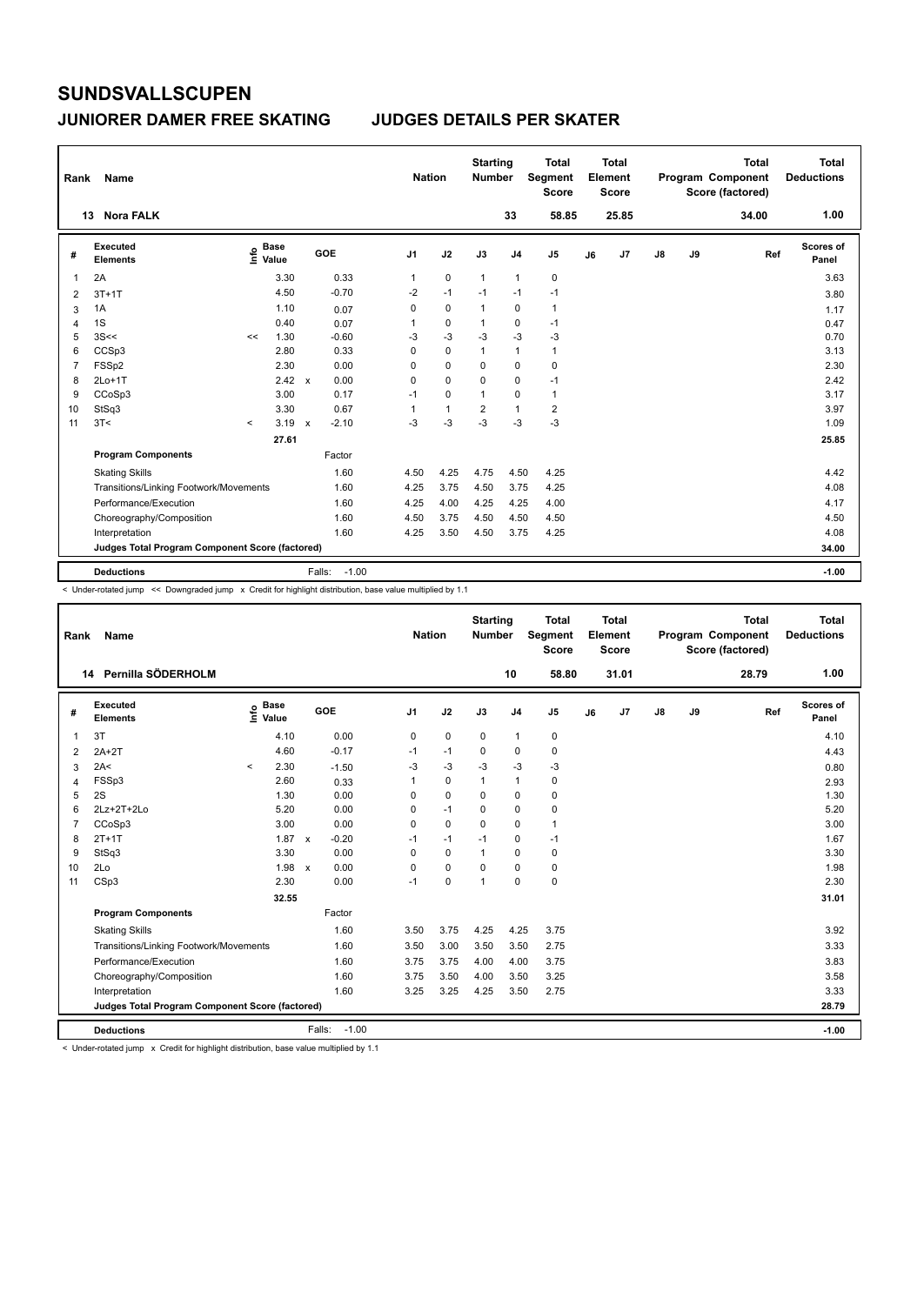# SUNDSVALLSCUPEN

## JUNIORER DAMER FREE SKATING — JUDGES DETAILS PER SKATER

| Rank | Name | Nation | Starting Number | Total Segment Score | Total Element Score | Total Program Component Score (factored) | Total Deductions |
|---|---|---|---|---|---|---|---|
| 13 | Nora FALK | | 33 | 58.85 | 25.85 | 34.00 | 1.00 |

| # | Executed Elements | Info | Base Value | | GOE | J1 | J2 | J3 | J4 | J5 | J6 | J7 | J8 | J9 | Ref | Scores of Panel |
|---|---|---|---|---|---|---|---|---|---|---|---|---|---|---|---|---|
| 1 | 2A | | 3.30 | | 0.33 | 1 | 0 | 1 | 1 | 0 | | | | | | 3.63 |
| 2 | 3T+1T | | 4.50 | | -0.70 | -2 | -1 | -1 | -1 | -1 | | | | | | 3.80 |
| 3 | 1A | | 1.10 | | 0.07 | 0 | 0 | 1 | 0 | 1 | | | | | | 1.17 |
| 4 | 1S | | 0.40 | | 0.07 | 1 | 0 | 1 | 0 | -1 | | | | | | 0.47 |
| 5 | 3S<< | << | 1.30 | | -0.60 | -3 | -3 | -3 | -3 | -3 | | | | | | 0.70 |
| 6 | CCSp3 | | 2.80 | | 0.33 | 0 | 0 | 1 | 1 | 1 | | | | | | 3.13 |
| 7 | FSSp2 | | 2.30 | | 0.00 | 0 | 0 | 0 | 0 | 0 | | | | | | 2.30 |
| 8 | 2Lo+1T | | 2.42 | x | 0.00 | 0 | 0 | 0 | 0 | -1 | | | | | | 2.42 |
| 9 | CCoSp3 | | 3.00 | | 0.17 | -1 | 0 | 1 | 0 | 1 | | | | | | 3.17 |
| 10 | StSq3 | | 3.30 | | 0.67 | 1 | 1 | 2 | 1 | 2 | | | | | | 3.97 |
| 11 | 3T< | < | 3.19 | x | -2.10 | -3 | -3 | -3 | -3 | -3 | | | | | | 1.09 |
| | | | 27.61 | | | | | | | | | | | | | 25.85 |
| | **Program Components** | | | | Factor | | | | | | | | | | | |
| | Skating Skills | | | | 1.60 | 4.50 | 4.25 | 4.75 | 4.50 | 4.25 | | | | | | 4.42 |
| | Transitions/Linking Footwork/Movements | | | | 1.60 | 4.25 | 3.75 | 4.50 | 3.75 | 4.25 | | | | | | 4.08 |
| | Performance/Execution | | | | 1.60 | 4.25 | 4.00 | 4.25 | 4.25 | 4.00 | | | | | | 4.17 |
| | Choreography/Composition | | | | 1.60 | 4.50 | 3.75 | 4.50 | 4.50 | 4.50 | | | | | | 4.50 |
| | Interpretation | | | | 1.60 | 4.25 | 3.50 | 4.50 | 3.75 | 4.25 | | | | | | 4.08 |
| | **Judges Total Program Component Score (factored)** | | | | | | | | | | | | | | | 34.00 |
| | **Deductions** | | | | Falls: -1.00 | | | | | | | | | | | -1.00 |

< Under-rotated jump << Downgraded jump x Credit for highlight distribution, base value multiplied by 1.1

| Rank | Name | Nation | Starting Number | Total Segment Score | Total Element Score | Total Program Component Score (factored) | Total Deductions |
|---|---|---|---|---|---|---|---|
| 14 | Pernilla SÖDERHOLM | | 10 | 58.80 | 31.01 | 28.79 | 1.00 |

| # | Executed Elements | Info | Base Value | | GOE | J1 | J2 | J3 | J4 | J5 | J6 | J7 | J8 | J9 | Ref | Scores of Panel |
|---|---|---|---|---|---|---|---|---|---|---|---|---|---|---|---|---|
| 1 | 3T | | 4.10 | | 0.00 | 0 | 0 | 0 | 1 | 0 | | | | | | 4.10 |
| 2 | 2A+2T | | 4.60 | | -0.17 | -1 | -1 | 0 | 0 | 0 | | | | | | 4.43 |
| 3 | 2A< | < | 2.30 | | -1.50 | -3 | -3 | -3 | -3 | -3 | | | | | | 0.80 |
| 4 | FSSp3 | | 2.60 | | 0.33 | 1 | 0 | 1 | 1 | 0 | | | | | | 2.93 |
| 5 | 2S | | 1.30 | | 0.00 | 0 | 0 | 0 | 0 | 0 | | | | | | 1.30 |
| 6 | 2Lz+2T+2Lo | | 5.20 | | 0.00 | 0 | -1 | 0 | 0 | 0 | | | | | | 5.20 |
| 7 | CCoSp3 | | 3.00 | | 0.00 | 0 | 0 | 0 | 0 | 1 | | | | | | 3.00 |
| 8 | 2T+1T | | 1.87 | x | -0.20 | -1 | -1 | -1 | 0 | -1 | | | | | | 1.67 |
| 9 | StSq3 | | 3.30 | | 0.00 | 0 | 0 | 1 | 0 | 0 | | | | | | 3.30 |
| 10 | 2Lo | | 1.98 | x | 0.00 | 0 | 0 | 0 | 0 | 0 | | | | | | 1.98 |
| 11 | CSp3 | | 2.30 | | 0.00 | -1 | 0 | 1 | 0 | 0 | | | | | | 2.30 |
| | | | 32.55 | | | | | | | | | | | | | 31.01 |
| | **Program Components** | | | | Factor | | | | | | | | | | | |
| | Skating Skills | | | | 1.60 | 3.50 | 3.75 | 4.25 | 4.25 | 3.75 | | | | | | 3.92 |
| | Transitions/Linking Footwork/Movements | | | | 1.60 | 3.50 | 3.00 | 3.50 | 3.50 | 2.75 | | | | | | 3.33 |
| | Performance/Execution | | | | 1.60 | 3.75 | 3.75 | 4.00 | 4.00 | 3.75 | | | | | | 3.83 |
| | Choreography/Composition | | | | 1.60 | 3.75 | 3.50 | 4.00 | 3.50 | 3.25 | | | | | | 3.58 |
| | Interpretation | | | | 1.60 | 3.25 | 3.25 | 4.25 | 3.50 | 2.75 | | | | | | 3.33 |
| | **Judges Total Program Component Score (factored)** | | | | | | | | | | | | | | | 28.79 |
| | **Deductions** | | | | Falls: -1.00 | | | | | | | | | | | -1.00 |

< Under-rotated jump x Credit for highlight distribution, base value multiplied by 1.1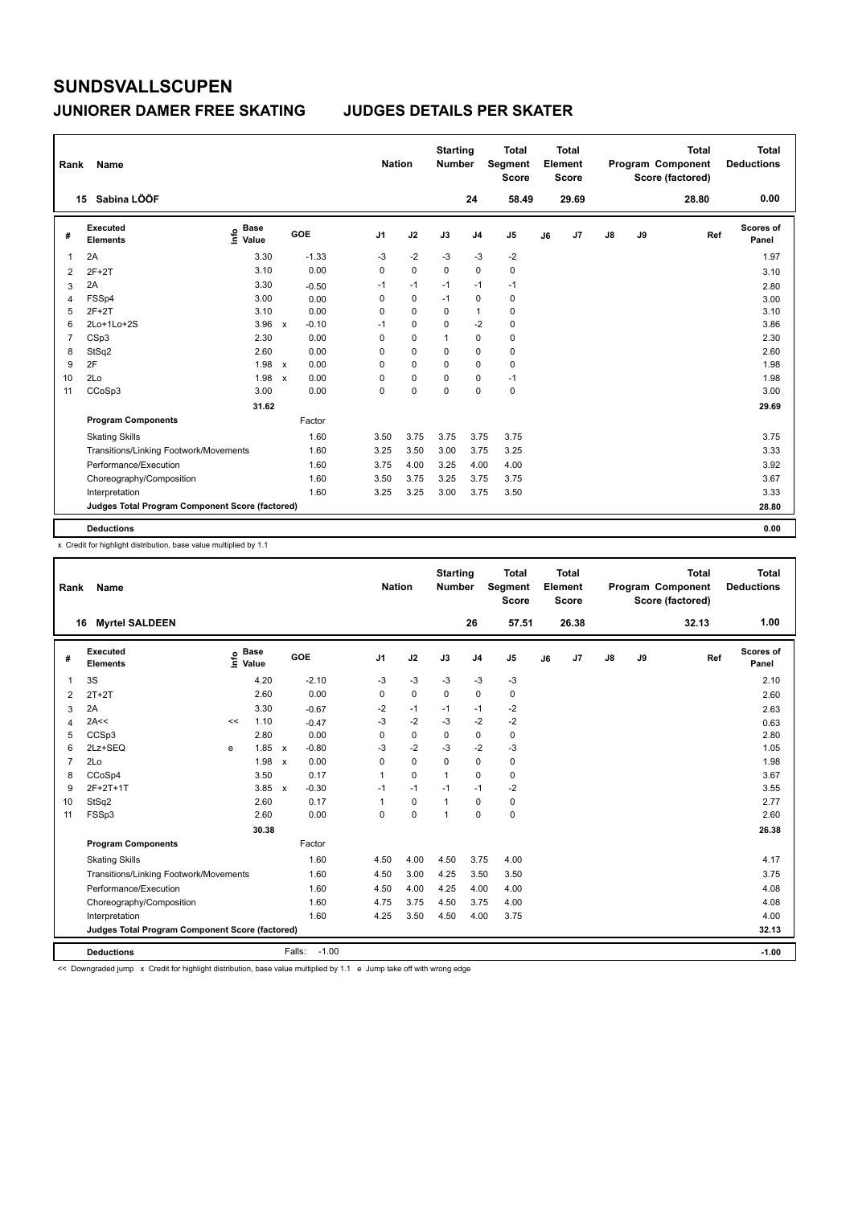# SUNDSVALLSCUPEN

## JUNIORER DAMER FREE SKATING    JUDGES DETAILS PER SKATER

| Rank | Name | Nation | Starting Number | Total Segment Score | Total Element Score | Total Program Component Score (factored) | Total Deductions |
|---|---|---|---|---|---|---|---|
| 15 | Sabina LÖÖF | | 24 | 58.49 | 29.69 | 28.80 | 0.00 |

| # | Executed Elements | Info | Base Value | | GOE | J1 | J2 | J3 | J4 | J5 | J6 | J7 | J8 | J9 | Ref | Scores of Panel |
|---|---|---|---|---|---|---|---|---|---|---|---|---|---|---|---|---|
| 1 | 2A | | 3.30 | | -1.33 | -3 | -2 | -3 | -3 | -2 | | | | | | 1.97 |
| 2 | 2F+2T | | 3.10 | | 0.00 | 0 | 0 | 0 | 0 | 0 | | | | | | 3.10 |
| 3 | 2A | | 3.30 | | -0.50 | -1 | -1 | -1 | -1 | -1 | | | | | | 2.80 |
| 4 | FSSp4 | | 3.00 | | 0.00 | 0 | 0 | -1 | 0 | 0 | | | | | | 3.00 |
| 5 | 2F+2T | | 3.10 | | 0.00 | 0 | 0 | 0 | 1 | 0 | | | | | | 3.10 |
| 6 | 2Lo+1Lo+2S | | 3.96 | x | -0.10 | -1 | 0 | 0 | -2 | 0 | | | | | | 3.86 |
| 7 | CSp3 | | 2.30 | | 0.00 | 0 | 0 | 1 | 0 | 0 | | | | | | 2.30 |
| 8 | StSq2 | | 2.60 | | 0.00 | 0 | 0 | 0 | 0 | 0 | | | | | | 2.60 |
| 9 | 2F | | 1.98 | x | 0.00 | 0 | 0 | 0 | 0 | 0 | | | | | | 1.98 |
| 10 | 2Lo | | 1.98 | x | 0.00 | 0 | 0 | 0 | 0 | -1 | | | | | | 1.98 |
| 11 | CCoSp3 | | 3.00 | | 0.00 | 0 | 0 | 0 | 0 | 0 | | | | | | 3.00 |
| | | | 31.62 | | | | | | | | | | | | | 29.69 |
| | **Program Components** | | | | Factor | | | | | | | | | | | |
| | Skating Skills | | | | 1.60 | 3.50 | 3.75 | 3.75 | 3.75 | 3.75 | | | | | | 3.75 |
| | Transitions/Linking Footwork/Movements | | | | 1.60 | 3.25 | 3.50 | 3.00 | 3.75 | 3.25 | | | | | | 3.33 |
| | Performance/Execution | | | | 1.60 | 3.75 | 4.00 | 3.25 | 4.00 | 4.00 | | | | | | 3.92 |
| | Choreography/Composition | | | | 1.60 | 3.50 | 3.75 | 3.25 | 3.75 | 3.75 | | | | | | 3.67 |
| | Interpretation | | | | 1.60 | 3.25 | 3.25 | 3.00 | 3.75 | 3.50 | | | | | | 3.33 |
| | **Judges Total Program Component Score (factored)** | | | | | | | | | | | | | | | 28.80 |
| | **Deductions** | | | | | | | | | | | | | | | 0.00 |

x Credit for highlight distribution, base value multiplied by 1.1

| Rank | Name | Nation | Starting Number | Total Segment Score | Total Element Score | Total Program Component Score (factored) | Total Deductions |
|---|---|---|---|---|---|---|---|
| 16 | Myrtel SALDEEN | | 26 | 57.51 | 26.38 | 32.13 | 1.00 |

| # | Executed Elements | Info | Base Value | | GOE | J1 | J2 | J3 | J4 | J5 | J6 | J7 | J8 | J9 | Ref | Scores of Panel |
|---|---|---|---|---|---|---|---|---|---|---|---|---|---|---|---|---|
| 1 | 3S | | 4.20 | | -2.10 | -3 | -3 | -3 | -3 | -3 | | | | | | 2.10 |
| 2 | 2T+2T | | 2.60 | | 0.00 | 0 | 0 | 0 | 0 | 0 | | | | | | 2.60 |
| 3 | 2A | | 3.30 | | -0.67 | -2 | -1 | -1 | -1 | -2 | | | | | | 2.63 |
| 4 | 2A<< | << | 1.10 | | -0.47 | -3 | -2 | -3 | -2 | -2 | | | | | | 0.63 |
| 5 | CCSp3 | | 2.80 | | 0.00 | 0 | 0 | 0 | 0 | 0 | | | | | | 2.80 |
| 6 | 2Lz+SEQ | e | 1.85 | x | -0.80 | -3 | -2 | -3 | -2 | -3 | | | | | | 1.05 |
| 7 | 2Lo | | 1.98 | x | 0.00 | 0 | 0 | 0 | 0 | 0 | | | | | | 1.98 |
| 8 | CCoSp4 | | 3.50 | | 0.17 | 1 | 0 | 1 | 0 | 0 | | | | | | 3.67 |
| 9 | 2F+2T+1T | | 3.85 | x | -0.30 | -1 | -1 | -1 | -1 | -2 | | | | | | 3.55 |
| 10 | StSq2 | | 2.60 | | 0.17 | 1 | 0 | 1 | 0 | 0 | | | | | | 2.77 |
| 11 | FSSp3 | | 2.60 | | 0.00 | 0 | 0 | 1 | 0 | 0 | | | | | | 2.60 |
| | | | 30.38 | | | | | | | | | | | | | 26.38 |
| | **Program Components** | | | | Factor | | | | | | | | | | | |
| | Skating Skills | | | | 1.60 | 4.50 | 4.00 | 4.50 | 3.75 | 4.00 | | | | | | 4.17 |
| | Transitions/Linking Footwork/Movements | | | | 1.60 | 4.50 | 3.00 | 4.25 | 3.50 | 3.50 | | | | | | 3.75 |
| | Performance/Execution | | | | 1.60 | 4.50 | 4.00 | 4.25 | 4.00 | 4.00 | | | | | | 4.08 |
| | Choreography/Composition | | | | 1.60 | 4.75 | 3.75 | 4.50 | 3.75 | 4.00 | | | | | | 4.08 |
| | Interpretation | | | | 1.60 | 4.25 | 3.50 | 4.50 | 4.00 | 3.75 | | | | | | 4.00 |
| | **Judges Total Program Component Score (factored)** | | | | | | | | | | | | | | | 32.13 |
| | **Deductions** | | | Falls: | -1.00 | | | | | | | | | | | -1.00 |

<< Downgraded jump x Credit for highlight distribution, base value multiplied by 1.1 e Jump take off with wrong edge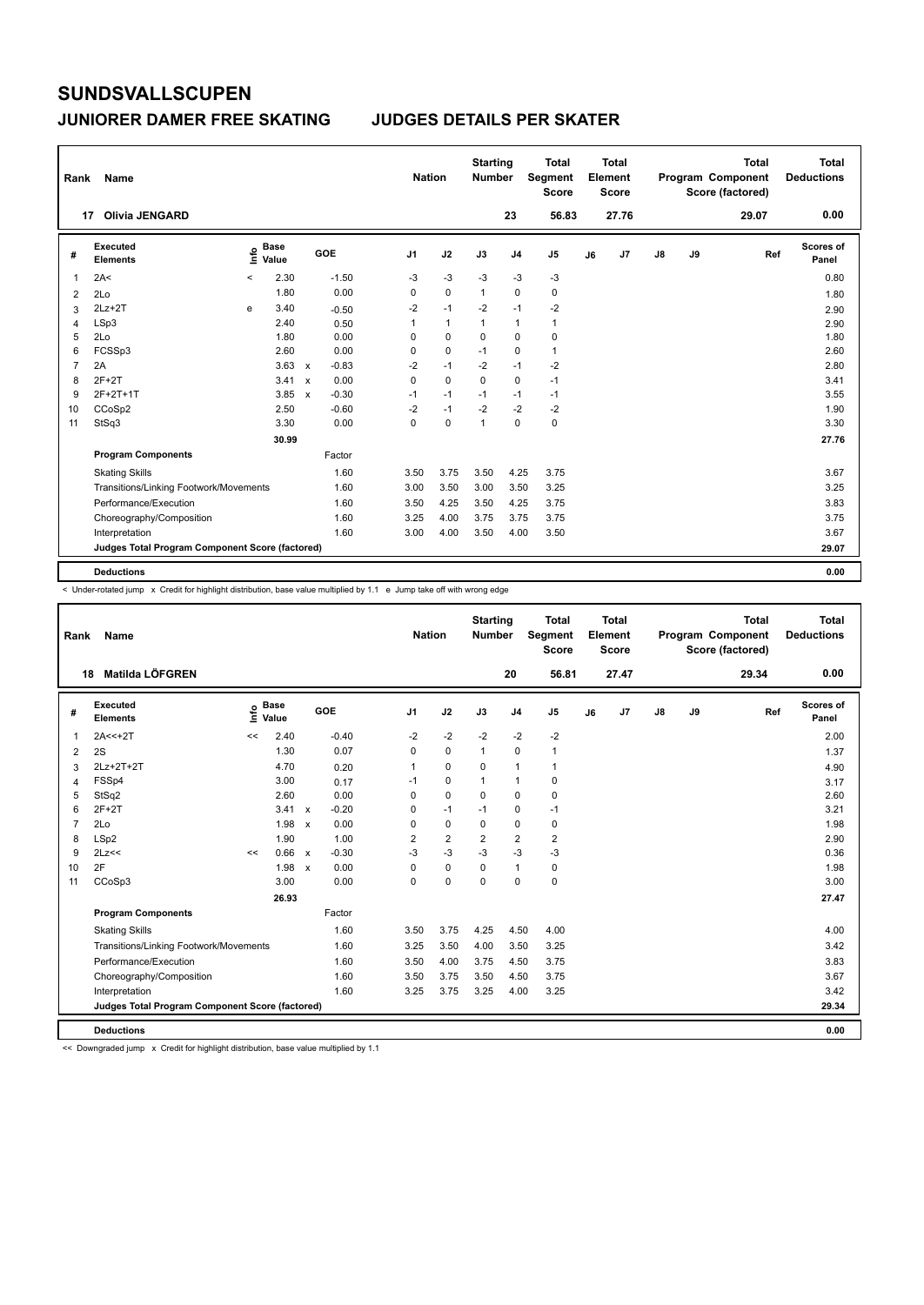# SUNDSVALLSCUPEN

## JUNIORER DAMER FREE SKATING — JUDGES DETAILS PER SKATER

| Rank | Name | Nation | Starting Number | Total Segment Score | Total Element Score | Total Program Component Score (factored) | Total Deductions |
|---|---|---|---|---|---|---|---|
| 17 | Olivia JENGARD | | 23 | 56.83 | 27.76 | 29.07 | 0.00 |

| # | Executed Elements | Info | Base Value | | GOE | J1 | J2 | J3 | J4 | J5 | J6 | J7 | J8 | J9 | Ref | Scores of Panel |
|---|---|---|---|---|---|---|---|---|---|---|---|---|---|---|---|---|
| 1 | 2A< | < | 2.30 | | -1.50 | -3 | -3 | -3 | -3 | -3 | | | | | | 0.80 |
| 2 | 2Lo | | 1.80 | | 0.00 | 0 | 0 | 1 | 0 | 0 | | | | | | 1.80 |
| 3 | 2Lz+2T | e | 3.40 | | -0.50 | -2 | -1 | -2 | -1 | -2 | | | | | | 2.90 |
| 4 | LSp3 | | 2.40 | | 0.50 | 1 | 1 | 1 | 1 | 1 | | | | | | 2.90 |
| 5 | 2Lo | | 1.80 | | 0.00 | 0 | 0 | 0 | 0 | 0 | | | | | | 1.80 |
| 6 | FCSSp3 | | 2.60 | | 0.00 | 0 | 0 | -1 | 0 | 1 | | | | | | 2.60 |
| 7 | 2A | | 3.63 | x | -0.83 | -2 | -1 | -2 | -1 | -2 | | | | | | 2.80 |
| 8 | 2F+2T | | 3.41 | x | 0.00 | 0 | 0 | 0 | 0 | -1 | | | | | | 3.41 |
| 9 | 2F+2T+1T | | 3.85 | x | -0.30 | -1 | -1 | -1 | -1 | -1 | | | | | | 3.55 |
| 10 | CCoSp2 | | 2.50 | | -0.60 | -2 | -1 | -2 | -2 | -2 | | | | | | 1.90 |
| 11 | StSq3 | | 3.30 | | 0.00 | 0 | 0 | 1 | 0 | 0 | | | | | | 3.30 |
| | | | 30.99 | | | | | | | | | | | | | 27.76 |
| | **Program Components** | | | | Factor | | | | | | | | | | | |
| | Skating Skills | | | | 1.60 | 3.50 | 3.75 | 3.50 | 4.25 | 3.75 | | | | | | 3.67 |
| | Transitions/Linking Footwork/Movements | | | | 1.60 | 3.00 | 3.50 | 3.00 | 3.50 | 3.25 | | | | | | 3.25 |
| | Performance/Execution | | | | 1.60 | 3.50 | 4.25 | 3.50 | 4.25 | 3.75 | | | | | | 3.83 |
| | Choreography/Composition | | | | 1.60 | 3.25 | 4.00 | 3.75 | 3.75 | 3.75 | | | | | | 3.75 |
| | Interpretation | | | | 1.60 | 3.00 | 4.00 | 3.50 | 4.00 | 3.50 | | | | | | 3.67 |
| | **Judges Total Program Component Score (factored)** | | | | | | | | | | | | | | | 29.07 |
| | **Deductions** | | | | | | | | | | | | | | | 0.00 |

< Under-rotated jump x Credit for highlight distribution, base value multiplied by 1.1 e Jump take off with wrong edge

| Rank | Name | Nation | Starting Number | Total Segment Score | Total Element Score | Total Program Component Score (factored) | Total Deductions |
|---|---|---|---|---|---|---|---|
| 18 | Matilda LÖFGREN | | 20 | 56.81 | 27.47 | 29.34 | 0.00 |

| # | Executed Elements | Info | Base Value | | GOE | J1 | J2 | J3 | J4 | J5 | J6 | J7 | J8 | J9 | Ref | Scores of Panel |
|---|---|---|---|---|---|---|---|---|---|---|---|---|---|---|---|---|
| 1 | 2A<<+2T | << | 2.40 | | -0.40 | -2 | -2 | -2 | -2 | -2 | | | | | | 2.00 |
| 2 | 2S | | 1.30 | | 0.07 | 0 | 0 | 1 | 0 | 1 | | | | | | 1.37 |
| 3 | 2Lz+2T+2T | | 4.70 | | 0.20 | 1 | 0 | 0 | 1 | 1 | | | | | | 4.90 |
| 4 | FSSp4 | | 3.00 | | 0.17 | -1 | 0 | 1 | 1 | 0 | | | | | | 3.17 |
| 5 | StSq2 | | 2.60 | | 0.00 | 0 | 0 | 0 | 0 | 0 | | | | | | 2.60 |
| 6 | 2F+2T | | 3.41 | x | -0.20 | 0 | -1 | -1 | 0 | -1 | | | | | | 3.21 |
| 7 | 2Lo | | 1.98 | x | 0.00 | 0 | 0 | 0 | 0 | 0 | | | | | | 1.98 |
| 8 | LSp2 | | 1.90 | | 1.00 | 2 | 2 | 2 | 2 | 2 | | | | | | 2.90 |
| 9 | 2Lz<< | << | 0.66 | x | -0.30 | -3 | -3 | -3 | -3 | -3 | | | | | | 0.36 |
| 10 | 2F | | 1.98 | x | 0.00 | 0 | 0 | 0 | 1 | 0 | | | | | | 1.98 |
| 11 | CCoSp3 | | 3.00 | | 0.00 | 0 | 0 | 0 | 0 | 0 | | | | | | 3.00 |
| | | | 26.93 | | | | | | | | | | | | | 27.47 |
| | **Program Components** | | | | Factor | | | | | | | | | | | |
| | Skating Skills | | | | 1.60 | 3.50 | 3.75 | 4.25 | 4.50 | 4.00 | | | | | | 4.00 |
| | Transitions/Linking Footwork/Movements | | | | 1.60 | 3.25 | 3.50 | 4.00 | 3.50 | 3.25 | | | | | | 3.42 |
| | Performance/Execution | | | | 1.60 | 3.50 | 4.00 | 3.75 | 4.50 | 3.75 | | | | | | 3.83 |
| | Choreography/Composition | | | | 1.60 | 3.50 | 3.75 | 3.50 | 4.50 | 3.75 | | | | | | 3.67 |
| | Interpretation | | | | 1.60 | 3.25 | 3.75 | 3.25 | 4.00 | 3.25 | | | | | | 3.42 |
| | **Judges Total Program Component Score (factored)** | | | | | | | | | | | | | | | 29.34 |
| | **Deductions** | | | | | | | | | | | | | | | 0.00 |

<< Downgraded jump x Credit for highlight distribution, base value multiplied by 1.1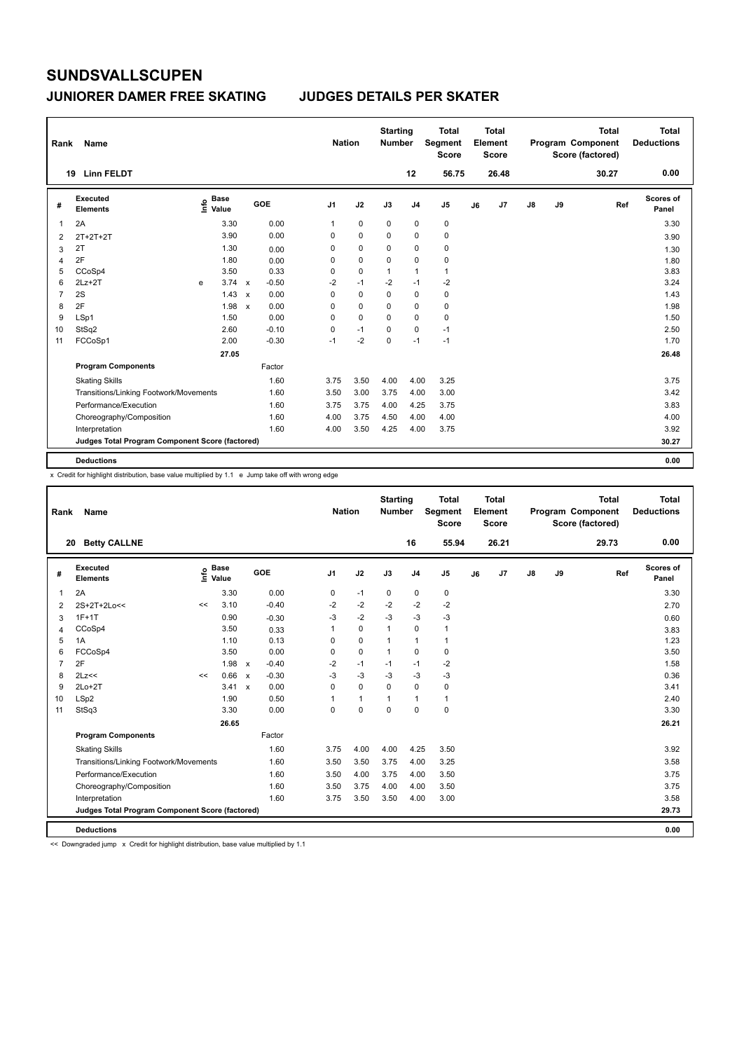# SUNDSVALLSCUPEN

## JUNIORER DAMER FREE SKATING JUDGES DETAILS PER SKATER

| Rank | Name | Nation | Starting Number | Total Segment Score | Total Element Score | Total Program Component Score (factored) | Total Deductions |
|---|---|---|---|---|---|---|---|
| 19 | Linn FELDT | | 12 | 56.75 | 26.48 | 30.27 | 0.00 |

| # | Executed Elements | Info | Base Value | | GOE | J1 | J2 | J3 | J4 | J5 | J6 | J7 | J8 | J9 | Ref | Scores of Panel |
|---|---|---|---|---|---|---|---|---|---|---|---|---|---|---|---|---|
| 1 | 2A | | 3.30 | | 0.00 | 1 | 0 | 0 | 0 | 0 | | | | | | 3.30 |
| 2 | 2T+2T+2T | | 3.90 | | 0.00 | 0 | 0 | 0 | 0 | 0 | | | | | | 3.90 |
| 3 | 2T | | 1.30 | | 0.00 | 0 | 0 | 0 | 0 | 0 | | | | | | 1.30 |
| 4 | 2F | | 1.80 | | 0.00 | 0 | 0 | 0 | 0 | 0 | | | | | | 1.80 |
| 5 | CCoSp4 | | 3.50 | | 0.33 | 0 | 0 | 1 | 1 | 1 | | | | | | 3.83 |
| 6 | 2Lz+2T | e | 3.74 | x | -0.50 | -2 | -1 | -2 | -1 | -2 | | | | | | 3.24 |
| 7 | 2S | | 1.43 | x | 0.00 | 0 | 0 | 0 | 0 | 0 | | | | | | 1.43 |
| 8 | 2F | | 1.98 | x | 0.00 | 0 | 0 | 0 | 0 | 0 | | | | | | 1.98 |
| 9 | LSp1 | | 1.50 | | 0.00 | 0 | 0 | 0 | 0 | 0 | | | | | | 1.50 |
| 10 | StSq2 | | 2.60 | | -0.10 | 0 | -1 | 0 | 0 | -1 | | | | | | 2.50 |
| 11 | FCCoSp1 | | 2.00 | | -0.30 | -1 | -2 | 0 | -1 | -1 | | | | | | 1.70 |
| | | | 27.05 | | | | | | | | | | | | | 26.48 |
| | **Program Components** | | | | Factor | | | | | | | | | | | |
| | Skating Skills | | | | 1.60 | 3.75 | 3.50 | 4.00 | 4.00 | 3.25 | | | | | | 3.75 |
| | Transitions/Linking Footwork/Movements | | | | 1.60 | 3.50 | 3.00 | 3.75 | 4.00 | 3.00 | | | | | | 3.42 |
| | Performance/Execution | | | | 1.60 | 3.75 | 3.75 | 4.00 | 4.25 | 3.75 | | | | | | 3.83 |
| | Choreography/Composition | | | | 1.60 | 4.00 | 3.75 | 4.50 | 4.00 | 4.00 | | | | | | 4.00 |
| | Interpretation | | | | 1.60 | 4.00 | 3.50 | 4.25 | 4.00 | 3.75 | | | | | | 3.92 |
| | **Judges Total Program Component Score (factored)** | | | | | | | | | | | | | | | 30.27 |
| | **Deductions** | | | | | | | | | | | | | | | 0.00 |

x Credit for highlight distribution, base value multiplied by 1.1 e Jump take off with wrong edge

| Rank | Name | Nation | Starting Number | Total Segment Score | Total Element Score | Total Program Component Score (factored) | Total Deductions |
|---|---|---|---|---|---|---|---|
| 20 | Betty CALLNE | | 16 | 55.94 | 26.21 | 29.73 | 0.00 |

| # | Executed Elements | Info | Base Value | | GOE | J1 | J2 | J3 | J4 | J5 | J6 | J7 | J8 | J9 | Ref | Scores of Panel |
|---|---|---|---|---|---|---|---|---|---|---|---|---|---|---|---|---|
| 1 | 2A | | 3.30 | | 0.00 | 0 | -1 | 0 | 0 | 0 | | | | | | 3.30 |
| 2 | 2S+2T+2Lo<< | << | 3.10 | | -0.40 | -2 | -2 | -2 | -2 | -2 | | | | | | 2.70 |
| 3 | 1F+1T | | 0.90 | | -0.30 | -3 | -2 | -3 | -3 | -3 | | | | | | 0.60 |
| 4 | CCoSp4 | | 3.50 | | 0.33 | 1 | 0 | 1 | 0 | 1 | | | | | | 3.83 |
| 5 | 1A | | 1.10 | | 0.13 | 0 | 0 | 1 | 1 | 1 | | | | | | 1.23 |
| 6 | FCCoSp4 | | 3.50 | | 0.00 | 0 | 0 | 1 | 0 | 0 | | | | | | 3.50 |
| 7 | 2F | | 1.98 | x | -0.40 | -2 | -1 | -1 | -1 | -2 | | | | | | 1.58 |
| 8 | 2Lz<< | << | 0.66 | x | -0.30 | -3 | -3 | -3 | -3 | -3 | | | | | | 0.36 |
| 9 | 2Lo+2T | | 3.41 | x | 0.00 | 0 | 0 | 0 | 0 | 0 | | | | | | 3.41 |
| 10 | LSp2 | | 1.90 | | 0.50 | 1 | 1 | 1 | 1 | 1 | | | | | | 2.40 |
| 11 | StSq3 | | 3.30 | | 0.00 | 0 | 0 | 0 | 0 | 0 | | | | | | 3.30 |
| | | | 26.65 | | | | | | | | | | | | | 26.21 |
| | **Program Components** | | | | Factor | | | | | | | | | | | |
| | Skating Skills | | | | 1.60 | 3.75 | 4.00 | 4.00 | 4.25 | 3.50 | | | | | | 3.92 |
| | Transitions/Linking Footwork/Movements | | | | 1.60 | 3.50 | 3.50 | 3.75 | 4.00 | 3.25 | | | | | | 3.58 |
| | Performance/Execution | | | | 1.60 | 3.50 | 4.00 | 3.75 | 4.00 | 3.50 | | | | | | 3.75 |
| | Choreography/Composition | | | | 1.60 | 3.50 | 3.75 | 4.00 | 4.00 | 3.50 | | | | | | 3.75 |
| | Interpretation | | | | 1.60 | 3.75 | 3.50 | 3.50 | 4.00 | 3.00 | | | | | | 3.58 |
| | **Judges Total Program Component Score (factored)** | | | | | | | | | | | | | | | 29.73 |
| | **Deductions** | | | | | | | | | | | | | | | 0.00 |

<< Downgraded jump x Credit for highlight distribution, base value multiplied by 1.1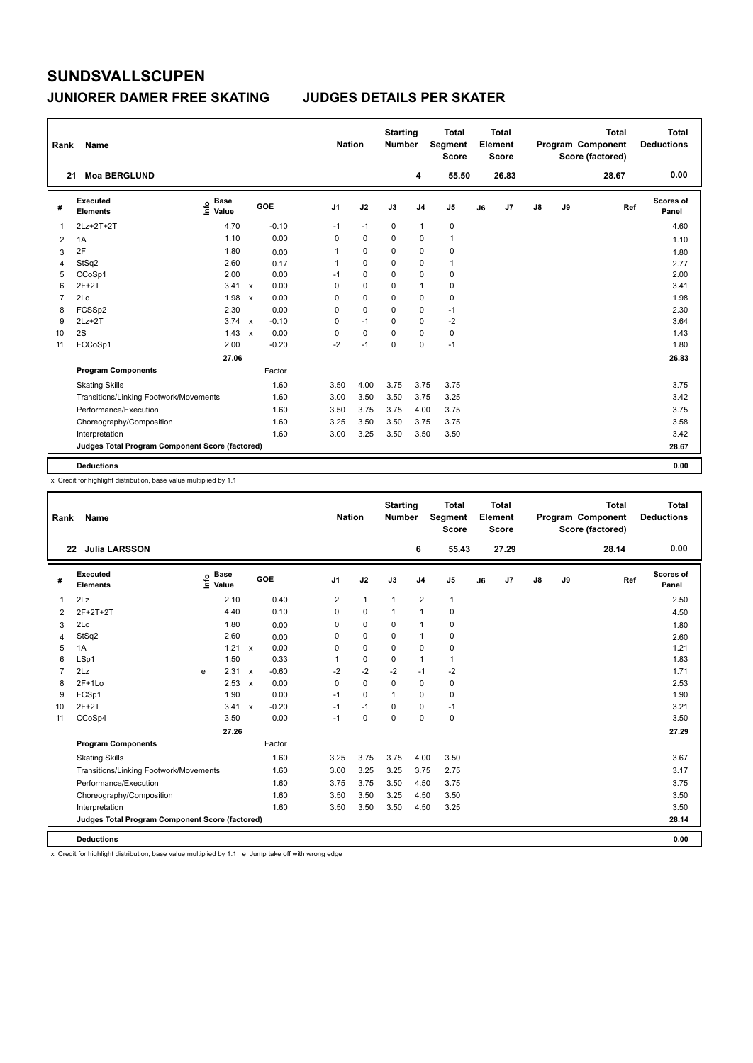# SUNDSVALLSCUPEN

## JUNIORER DAMER FREE SKATING — JUDGES DETAILS PER SKATER

| Rank | Name | Nation | Starting Number | Total Segment Score | Total Element Score | Total Program Component Score (factored) | Total Deductions |
|---|---|---|---|---|---|---|---|
| 21 | Moa BERGLUND | | 4 | 55.50 | 26.83 | 28.67 | 0.00 |

| # | Executed Elements | Info | Base Value | | GOE | J1 | J2 | J3 | J4 | J5 | J6 | J7 | J8 | J9 | Ref | Scores of Panel |
|---|---|---|---|---|---|---|---|---|---|---|---|---|---|---|---|---|
| 1 | 2Lz+2T+2T | | 4.70 | | -0.10 | -1 | -1 | 0 | 1 | 0 | | | | | | 4.60 |
| 2 | 1A | | 1.10 | | 0.00 | 0 | 0 | 0 | 0 | 1 | | | | | | 1.10 |
| 3 | 2F | | 1.80 | | 0.00 | 1 | 0 | 0 | 0 | 0 | | | | | | 1.80 |
| 4 | StSq2 | | 2.60 | | 0.17 | 1 | 0 | 0 | 0 | 1 | | | | | | 2.77 |
| 5 | CCoSp1 | | 2.00 | | 0.00 | -1 | 0 | 0 | 0 | 0 | | | | | | 2.00 |
| 6 | 2F+2T | | 3.41 | x | 0.00 | 0 | 0 | 0 | 1 | 0 | | | | | | 3.41 |
| 7 | 2Lo | | 1.98 | x | 0.00 | 0 | 0 | 0 | 0 | 0 | | | | | | 1.98 |
| 8 | FCSSp2 | | 2.30 | | 0.00 | 0 | 0 | 0 | 0 | -1 | | | | | | 2.30 |
| 9 | 2Lz+2T | | 3.74 | x | -0.10 | 0 | -1 | 0 | 0 | -2 | | | | | | 3.64 |
| 10 | 2S | | 1.43 | x | 0.00 | 0 | 0 | 0 | 0 | 0 | | | | | | 1.43 |
| 11 | FCCoSp1 | | 2.00 | | -0.20 | -2 | -1 | 0 | 0 | -1 | | | | | | 1.80 |
| | | | 27.06 | | | | | | | | | | | | | 26.83 |
| | **Program Components** | | | | Factor | | | | | | | | | | | |
| | Skating Skills | | | | 1.60 | 3.50 | 4.00 | 3.75 | 3.75 | 3.75 | | | | | | 3.75 |
| | Transitions/Linking Footwork/Movements | | | | 1.60 | 3.00 | 3.50 | 3.50 | 3.75 | 3.25 | | | | | | 3.42 |
| | Performance/Execution | | | | 1.60 | 3.50 | 3.75 | 3.75 | 4.00 | 3.75 | | | | | | 3.75 |
| | Choreography/Composition | | | | 1.60 | 3.25 | 3.50 | 3.50 | 3.75 | 3.75 | | | | | | 3.58 |
| | Interpretation | | | | 1.60 | 3.00 | 3.25 | 3.50 | 3.50 | 3.50 | | | | | | 3.42 |
| | **Judges Total Program Component Score (factored)** | | | | | | | | | | | | | | | 28.67 |
| | **Deductions** | | | | | | | | | | | | | | | 0.00 |

x Credit for highlight distribution, base value multiplied by 1.1

| Rank | Name | Nation | Starting Number | Total Segment Score | Total Element Score | Total Program Component Score (factored) | Total Deductions |
|---|---|---|---|---|---|---|---|
| 22 | Julia LARSSON | | 6 | 55.43 | 27.29 | 28.14 | 0.00 |

| # | Executed Elements | Info | Base Value | | GOE | J1 | J2 | J3 | J4 | J5 | J6 | J7 | J8 | J9 | Ref | Scores of Panel |
|---|---|---|---|---|---|---|---|---|---|---|---|---|---|---|---|---|
| 1 | 2Lz | | 2.10 | | 0.40 | 2 | 1 | 1 | 2 | 1 | | | | | | 2.50 |
| 2 | 2F+2T+2T | | 4.40 | | 0.10 | 0 | 0 | 1 | 1 | 0 | | | | | | 4.50 |
| 3 | 2Lo | | 1.80 | | 0.00 | 0 | 0 | 0 | 1 | 0 | | | | | | 1.80 |
| 4 | StSq2 | | 2.60 | | 0.00 | 0 | 0 | 0 | 1 | 0 | | | | | | 2.60 |
| 5 | 1A | | 1.21 | x | 0.00 | 0 | 0 | 0 | 0 | 0 | | | | | | 1.21 |
| 6 | LSp1 | | 1.50 | | 0.33 | 1 | 0 | 0 | 1 | 1 | | | | | | 1.83 |
| 7 | 2Lz | e | 2.31 | x | -0.60 | -2 | -2 | -2 | -1 | -2 | | | | | | 1.71 |
| 8 | 2F+1Lo | | 2.53 | x | 0.00 | 0 | 0 | 0 | 0 | 0 | | | | | | 2.53 |
| 9 | FCSp1 | | 1.90 | | 0.00 | -1 | 0 | 1 | 0 | 0 | | | | | | 1.90 |
| 10 | 2F+2T | | 3.41 | x | -0.20 | -1 | -1 | 0 | 0 | -1 | | | | | | 3.21 |
| 11 | CCoSp4 | | 3.50 | | 0.00 | -1 | 0 | 0 | 0 | 0 | | | | | | 3.50 |
| | | | 27.26 | | | | | | | | | | | | | 27.29 |
| | **Program Components** | | | | Factor | | | | | | | | | | | |
| | Skating Skills | | | | 1.60 | 3.25 | 3.75 | 3.75 | 4.00 | 3.50 | | | | | | 3.67 |
| | Transitions/Linking Footwork/Movements | | | | 1.60 | 3.00 | 3.25 | 3.25 | 3.75 | 2.75 | | | | | | 3.17 |
| | Performance/Execution | | | | 1.60 | 3.75 | 3.75 | 3.50 | 4.50 | 3.75 | | | | | | 3.75 |
| | Choreography/Composition | | | | 1.60 | 3.50 | 3.50 | 3.25 | 4.50 | 3.50 | | | | | | 3.50 |
| | Interpretation | | | | 1.60 | 3.50 | 3.50 | 3.50 | 4.50 | 3.25 | | | | | | 3.50 |
| | **Judges Total Program Component Score (factored)** | | | | | | | | | | | | | | | 28.14 |
| | **Deductions** | | | | | | | | | | | | | | | 0.00 |

x Credit for highlight distribution, base value multiplied by 1.1 e Jump take off with wrong edge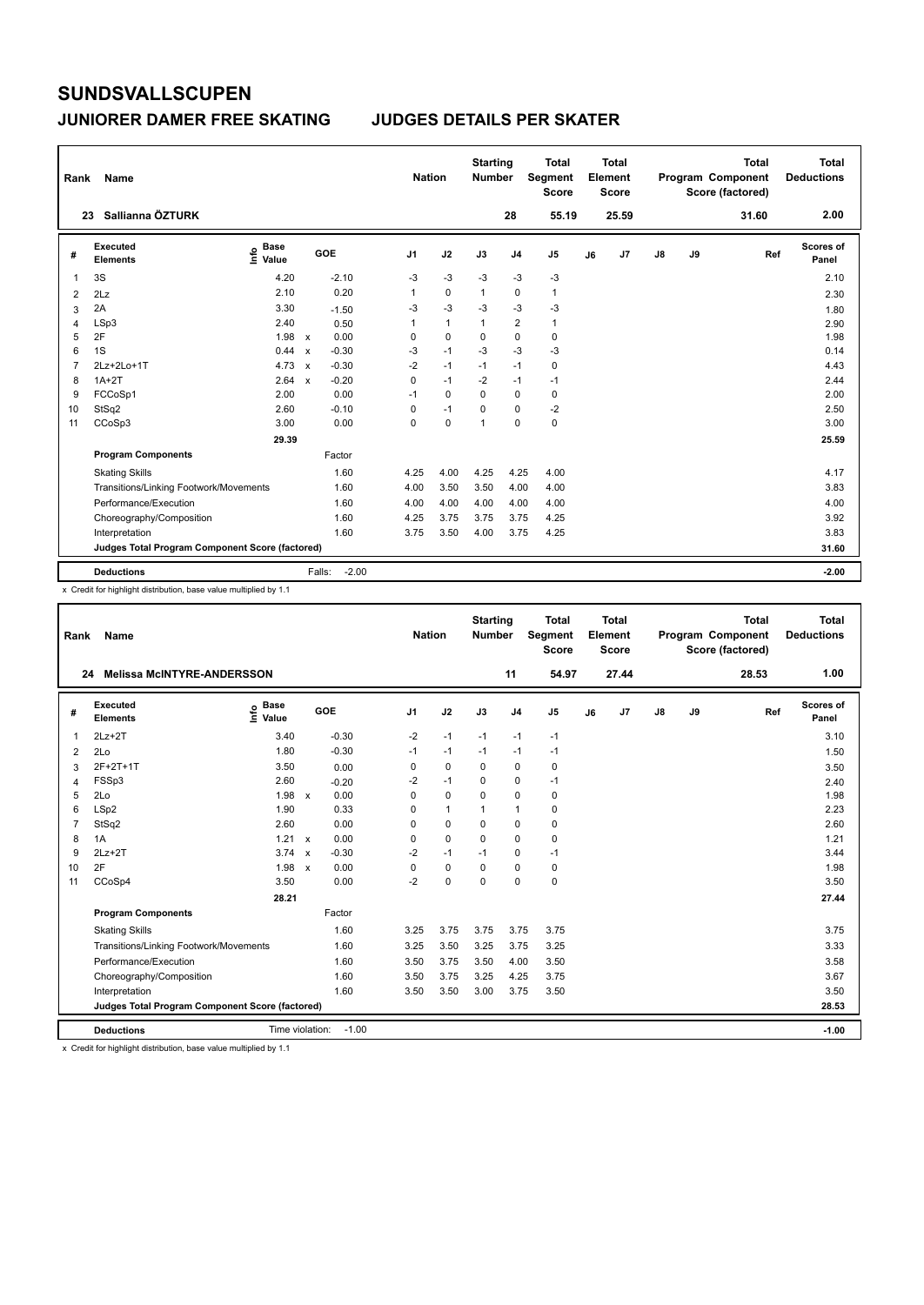# SUNDSVALLSCUPEN

## JUNIORER DAMER FREE SKATING JUDGES DETAILS PER SKATER

| Rank | Name | Nation | Starting Number | Total Segment Score | Total Element Score | Total Program Component Score (factored) | Total Deductions |
|---|---|---|---|---|---|---|---|
| 23 | Sallianna ÖZTURK | | 28 | 55.19 | 25.59 | 31.60 | 2.00 |

| # | Executed Elements | Info | Base Value | | GOE | J1 | J2 | J3 | J4 | J5 | J6 | J7 | J8 | J9 | Ref | Scores of Panel |
|---|---|---|---|---|---|---|---|---|---|---|---|---|---|---|---|---|
| 1 | 3S | | 4.20 | | -2.10 | -3 | -3 | -3 | -3 | -3 | | | | | | 2.10 |
| 2 | 2Lz | | 2.10 | | 0.20 | 1 | 0 | 1 | 0 | 1 | | | | | | 2.30 |
| 3 | 2A | | 3.30 | | -1.50 | -3 | -3 | -3 | -3 | -3 | | | | | | 1.80 |
| 4 | LSp3 | | 2.40 | | 0.50 | 1 | 1 | 1 | 2 | 1 | | | | | | 2.90 |
| 5 | 2F | | 1.98 | x | 0.00 | 0 | 0 | 0 | 0 | 0 | | | | | | 1.98 |
| 6 | 1S | | 0.44 | x | -0.30 | -3 | -1 | -3 | -3 | -3 | | | | | | 0.14 |
| 7 | 2Lz+2Lo+1T | | 4.73 | x | -0.30 | -2 | -1 | -1 | -1 | 0 | | | | | | 4.43 |
| 8 | 1A+2T | | 2.64 | x | -0.20 | 0 | -1 | -2 | -1 | -1 | | | | | | 2.44 |
| 9 | FCCoSp1 | | 2.00 | | 0.00 | -1 | 0 | 0 | 0 | 0 | | | | | | 2.00 |
| 10 | StSq2 | | 2.60 | | -0.10 | 0 | -1 | 0 | 0 | -2 | | | | | | 2.50 |
| 11 | CCoSp3 | | 3.00 | | 0.00 | 0 | 0 | 1 | 0 | 0 | | | | | | 3.00 |
| | | | 29.39 | | | | | | | | | | | | | 25.59 |
| | **Program Components** | | | | Factor | | | | | | | | | | | |
| | Skating Skills | | | | 1.60 | 4.25 | 4.00 | 4.25 | 4.25 | 4.00 | | | | | | 4.17 |
| | Transitions/Linking Footwork/Movements | | | | 1.60 | 4.00 | 3.50 | 3.50 | 4.00 | 4.00 | | | | | | 3.83 |
| | Performance/Execution | | | | 1.60 | 4.00 | 4.00 | 4.00 | 4.00 | 4.00 | | | | | | 4.00 |
| | Choreography/Composition | | | | 1.60 | 4.25 | 3.75 | 3.75 | 3.75 | 4.25 | | | | | | 3.92 |
| | Interpretation | | | | 1.60 | 3.75 | 3.50 | 4.00 | 3.75 | 4.25 | | | | | | 3.83 |
| | **Judges Total Program Component Score (factored)** | | | | | | | | | | | | | | | 31.60 |
| | **Deductions** | | | | Falls: -2.00 | | | | | | | | | | | -2.00 |

x Credit for highlight distribution, base value multiplied by 1.1

| Rank | Name | Nation | Starting Number | Total Segment Score | Total Element Score | Total Program Component Score (factored) | Total Deductions |
|---|---|---|---|---|---|---|---|
| 24 | Melissa McINTYRE-ANDERSSON | | 11 | 54.97 | 27.44 | 28.53 | 1.00 |

| # | Executed Elements | Info | Base Value | | GOE | J1 | J2 | J3 | J4 | J5 | J6 | J7 | J8 | J9 | Ref | Scores of Panel |
|---|---|---|---|---|---|---|---|---|---|---|---|---|---|---|---|---|
| 1 | 2Lz+2T | | 3.40 | | -0.30 | -2 | -1 | -1 | -1 | -1 | | | | | | 3.10 |
| 2 | 2Lo | | 1.80 | | -0.30 | -1 | -1 | -1 | -1 | -1 | | | | | | 1.50 |
| 3 | 2F+2T+1T | | 3.50 | | 0.00 | 0 | 0 | 0 | 0 | 0 | | | | | | 3.50 |
| 4 | FSSp3 | | 2.60 | | -0.20 | -2 | -1 | 0 | 0 | -1 | | | | | | 2.40 |
| 5 | 2Lo | | 1.98 | x | 0.00 | 0 | 0 | 0 | 0 | 0 | | | | | | 1.98 |
| 6 | LSp2 | | 1.90 | | 0.33 | 0 | 1 | 1 | 1 | 0 | | | | | | 2.23 |
| 7 | StSq2 | | 2.60 | | 0.00 | 0 | 0 | 0 | 0 | 0 | | | | | | 2.60 |
| 8 | 1A | | 1.21 | x | 0.00 | 0 | 0 | 0 | 0 | 0 | | | | | | 1.21 |
| 9 | 2Lz+2T | | 3.74 | x | -0.30 | -2 | -1 | -1 | 0 | -1 | | | | | | 3.44 |
| 10 | 2F | | 1.98 | x | 0.00 | 0 | 0 | 0 | 0 | 0 | | | | | | 1.98 |
| 11 | CCoSp4 | | 3.50 | | 0.00 | -2 | 0 | 0 | 0 | 0 | | | | | | 3.50 |
| | | | 28.21 | | | | | | | | | | | | | 27.44 |
| | **Program Components** | | | | Factor | | | | | | | | | | | |
| | Skating Skills | | | | 1.60 | 3.25 | 3.75 | 3.75 | 3.75 | 3.75 | | | | | | 3.75 |
| | Transitions/Linking Footwork/Movements | | | | 1.60 | 3.25 | 3.50 | 3.25 | 3.75 | 3.25 | | | | | | 3.33 |
| | Performance/Execution | | | | 1.60 | 3.50 | 3.75 | 3.50 | 4.00 | 3.50 | | | | | | 3.58 |
| | Choreography/Composition | | | | 1.60 | 3.50 | 3.75 | 3.25 | 4.25 | 3.75 | | | | | | 3.67 |
| | Interpretation | | | | 1.60 | 3.50 | 3.50 | 3.00 | 3.75 | 3.50 | | | | | | 3.50 |
| | **Judges Total Program Component Score (factored)** | | | | | | | | | | | | | | | 28.53 |
| | **Deductions** | | | | Time violation: -1.00 | | | | | | | | | | | -1.00 |

x Credit for highlight distribution, base value multiplied by 1.1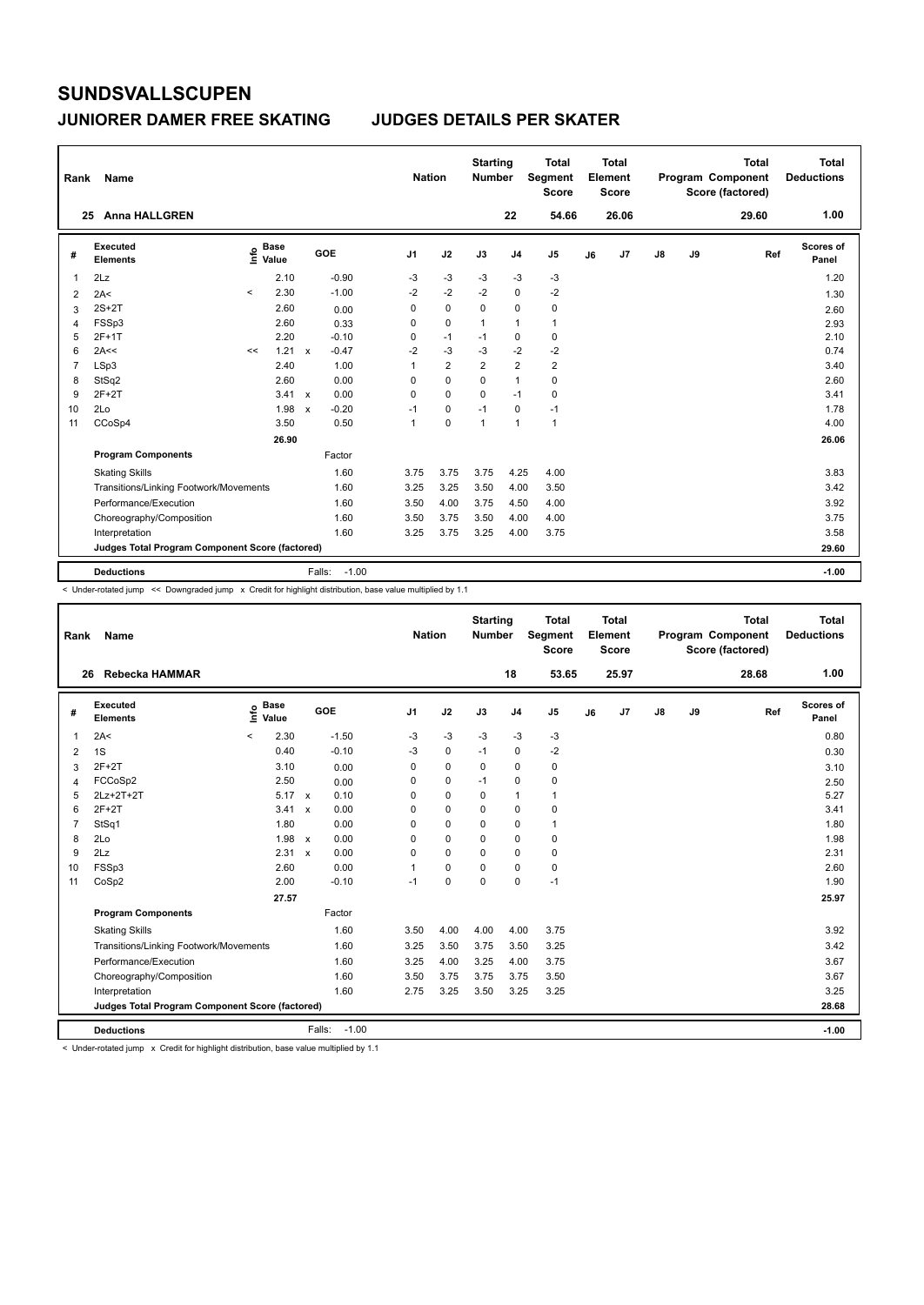# SUNDSVALLSCUPEN

## JUNIORER DAMER FREE SKATING &nbsp;&nbsp;&nbsp;&nbsp; JUDGES DETAILS PER SKATER

| Rank | Name | Nation | Starting Number | Total Segment Score | Total Element Score | Total Program Component Score (factored) | Total Deductions |
|---|---|---|---|---|---|---|---|
| 25 | Anna HALLGREN | | 22 | 54.66 | 26.06 | 29.60 | 1.00 |

| # | Executed Elements | Info | Base Value | | GOE | J1 | J2 | J3 | J4 | J5 | J6 | J7 | J8 | J9 | Ref | Scores of Panel |
|---|---|---|---|---|---|---|---|---|---|---|---|---|---|---|---|---|
| 1 | 2Lz | | 2.10 | | -0.90 | -3 | -3 | -3 | -3 | -3 | | | | | | 1.20 |
| 2 | 2A< | < | 2.30 | | -1.00 | -2 | -2 | -2 | 0 | -2 | | | | | | 1.30 |
| 3 | 2S+2T | | 2.60 | | 0.00 | 0 | 0 | 0 | 0 | 0 | | | | | | 2.60 |
| 4 | FSSp3 | | 2.60 | | 0.33 | 0 | 0 | 1 | 1 | 1 | | | | | | 2.93 |
| 5 | 2F+1T | | 2.20 | | -0.10 | 0 | -1 | -1 | 0 | 0 | | | | | | 2.10 |
| 6 | 2A<< | << | 1.21 | x | -0.47 | -2 | -3 | -3 | -2 | -2 | | | | | | 0.74 |
| 7 | LSp3 | | 2.40 | | 1.00 | 1 | 2 | 2 | 2 | 2 | | | | | | 3.40 |
| 8 | StSq2 | | 2.60 | | 0.00 | 0 | 0 | 0 | 1 | 0 | | | | | | 2.60 |
| 9 | 2F+2T | | 3.41 | x | 0.00 | 0 | 0 | 0 | -1 | 0 | | | | | | 3.41 |
| 10 | 2Lo | | 1.98 | x | -0.20 | -1 | 0 | -1 | 0 | -1 | | | | | | 1.78 |
| 11 | CCoSp4 | | 3.50 | | 0.50 | 1 | 0 | 1 | 1 | 1 | | | | | | 4.00 |
| | | | 26.90 | | | | | | | | | | | | | 26.06 |
| | **Program Components** | | | | Factor | | | | | | | | | | | |
| | Skating Skills | | | | 1.60 | 3.75 | 3.75 | 3.75 | 4.25 | 4.00 | | | | | | 3.83 |
| | Transitions/Linking Footwork/Movements | | | | 1.60 | 3.25 | 3.25 | 3.50 | 4.00 | 3.50 | | | | | | 3.42 |
| | Performance/Execution | | | | 1.60 | 3.50 | 4.00 | 3.75 | 4.50 | 4.00 | | | | | | 3.92 |
| | Choreography/Composition | | | | 1.60 | 3.50 | 3.75 | 3.50 | 4.00 | 4.00 | | | | | | 3.75 |
| | Interpretation | | | | 1.60 | 3.25 | 3.75 | 3.25 | 4.00 | 3.75 | | | | | | 3.58 |
| | **Judges Total Program Component Score (factored)** | | | | | | | | | | | | | | | 29.60 |
| | **Deductions** | | | Falls: | -1.00 | | | | | | | | | | | -1.00 |

< Under-rotated jump << Downgraded jump x Credit for highlight distribution, base value multiplied by 1.1

| Rank | Name | Nation | Starting Number | Total Segment Score | Total Element Score | Total Program Component Score (factored) | Total Deductions |
|---|---|---|---|---|---|---|---|
| 26 | Rebecka HAMMAR | | 18 | 53.65 | 25.97 | 28.68 | 1.00 |

| # | Executed Elements | Info | Base Value | | GOE | J1 | J2 | J3 | J4 | J5 | J6 | J7 | J8 | J9 | Ref | Scores of Panel |
|---|---|---|---|---|---|---|---|---|---|---|---|---|---|---|---|---|
| 1 | 2A< | < | 2.30 | | -1.50 | -3 | -3 | -3 | -3 | -3 | | | | | | 0.80 |
| 2 | 1S | | 0.40 | | -0.10 | -3 | 0 | -1 | 0 | -2 | | | | | | 0.30 |
| 3 | 2F+2T | | 3.10 | | 0.00 | 0 | 0 | 0 | 0 | 0 | | | | | | 3.10 |
| 4 | FCCoSp2 | | 2.50 | | 0.00 | 0 | 0 | -1 | 0 | 0 | | | | | | 2.50 |
| 5 | 2Lz+2T+2T | | 5.17 | x | 0.10 | 0 | 0 | 0 | 1 | 1 | | | | | | 5.27 |
| 6 | 2F+2T | | 3.41 | x | 0.00 | 0 | 0 | 0 | 0 | 0 | | | | | | 3.41 |
| 7 | StSq1 | | 1.80 | | 0.00 | 0 | 0 | 0 | 0 | 1 | | | | | | 1.80 |
| 8 | 2Lo | | 1.98 | x | 0.00 | 0 | 0 | 0 | 0 | 0 | | | | | | 1.98 |
| 9 | 2Lz | | 2.31 | x | 0.00 | 0 | 0 | 0 | 0 | 0 | | | | | | 2.31 |
| 10 | FSSp3 | | 2.60 | | 0.00 | 1 | 0 | 0 | 0 | 0 | | | | | | 2.60 |
| 11 | CoSp2 | | 2.00 | | -0.10 | -1 | 0 | 0 | 0 | -1 | | | | | | 1.90 |
| | | | 27.57 | | | | | | | | | | | | | 25.97 |
| | **Program Components** | | | | Factor | | | | | | | | | | | |
| | Skating Skills | | | | 1.60 | 3.50 | 4.00 | 4.00 | 4.00 | 3.75 | | | | | | 3.92 |
| | Transitions/Linking Footwork/Movements | | | | 1.60 | 3.25 | 3.50 | 3.75 | 3.50 | 3.25 | | | | | | 3.42 |
| | Performance/Execution | | | | 1.60 | 3.25 | 4.00 | 3.25 | 4.00 | 3.75 | | | | | | 3.67 |
| | Choreography/Composition | | | | 1.60 | 3.50 | 3.75 | 3.75 | 3.75 | 3.50 | | | | | | 3.67 |
| | Interpretation | | | | 1.60 | 2.75 | 3.25 | 3.50 | 3.25 | 3.25 | | | | | | 3.25 |
| | **Judges Total Program Component Score (factored)** | | | | | | | | | | | | | | | 28.68 |
| | **Deductions** | | | Falls: | -1.00 | | | | | | | | | | | -1.00 |

< Under-rotated jump x Credit for highlight distribution, base value multiplied by 1.1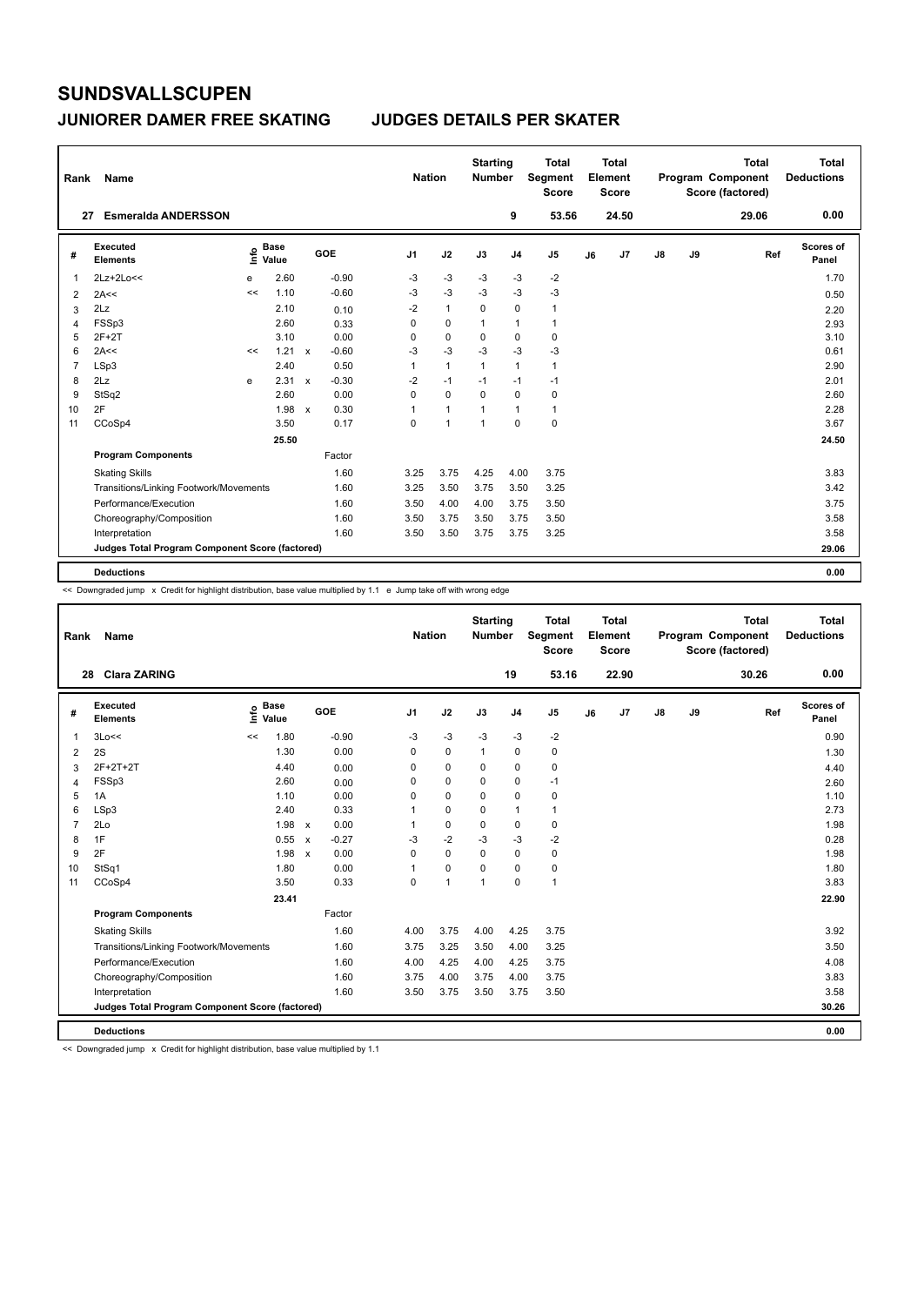# SUNDSVALLSCUPEN

## JUNIORER DAMER FREE SKATING — JUDGES DETAILS PER SKATER

| Rank | Name | Nation | Starting Number | Total Segment Score | Total Element Score | Total Program Component Score (factored) | Total Deductions |
|---|---|---|---|---|---|---|---|
| 27 | Esmeralda ANDERSSON | | 9 | 53.56 | 24.50 | 29.06 | 0.00 |

| # | Executed Elements | Info | Base Value | | GOE | J1 | J2 | J3 | J4 | J5 | J6 | J7 | J8 | J9 | Ref | Scores of Panel |
|---|---|---|---|---|---|---|---|---|---|---|---|---|---|---|---|---|
| 1 | 2Lz+2Lo<< | e | 2.60 | | -0.90 | -3 | -3 | -3 | -3 | -2 | | | | | | 1.70 |
| 2 | 2A<< | << | 1.10 | | -0.60 | -3 | -3 | -3 | -3 | -3 | | | | | | 0.50 |
| 3 | 2Lz | | 2.10 | | 0.10 | -2 | 1 | 0 | 0 | 1 | | | | | | 2.20 |
| 4 | FSSp3 | | 2.60 | | 0.33 | 0 | 0 | 1 | 1 | 1 | | | | | | 2.93 |
| 5 | 2F+2T | | 3.10 | | 0.00 | 0 | 0 | 0 | 0 | 0 | | | | | | 3.10 |
| 6 | 2A<< | << | 1.21 | x | -0.60 | -3 | -3 | -3 | -3 | -3 | | | | | | 0.61 |
| 7 | LSp3 | | 2.40 | | 0.50 | 1 | 1 | 1 | 1 | 1 | | | | | | 2.90 |
| 8 | 2Lz | e | 2.31 | x | -0.30 | -2 | -1 | -1 | -1 | -1 | | | | | | 2.01 |
| 9 | StSq2 | | 2.60 | | 0.00 | 0 | 0 | 0 | 0 | 0 | | | | | | 2.60 |
| 10 | 2F | | 1.98 | x | 0.30 | 1 | 1 | 1 | 1 | 1 | | | | | | 2.28 |
| 11 | CCoSp4 | | 3.50 | | 0.17 | 0 | 1 | 1 | 0 | 0 | | | | | | 3.67 |
| | | | 25.50 | | | | | | | | | | | | | 24.50 |
| | **Program Components** | | | | Factor | | | | | | | | | | | |
| | Skating Skills | | | | 1.60 | 3.25 | 3.75 | 4.25 | 4.00 | 3.75 | | | | | | 3.83 |
| | Transitions/Linking Footwork/Movements | | | | 1.60 | 3.25 | 3.50 | 3.75 | 3.50 | 3.25 | | | | | | 3.42 |
| | Performance/Execution | | | | 1.60 | 3.50 | 4.00 | 4.00 | 3.75 | 3.50 | | | | | | 3.75 |
| | Choreography/Composition | | | | 1.60 | 3.50 | 3.75 | 3.50 | 3.75 | 3.50 | | | | | | 3.58 |
| | Interpretation | | | | 1.60 | 3.50 | 3.50 | 3.75 | 3.75 | 3.25 | | | | | | 3.58 |
| | **Judges Total Program Component Score (factored)** | | | | | | | | | | | | | | | 29.06 |
| | **Deductions** | | | | | | | | | | | | | | | 0.00 |

<< Downgraded jump x Credit for highlight distribution, base value multiplied by 1.1 e Jump take off with wrong edge

| Rank | Name | Nation | Starting Number | Total Segment Score | Total Element Score | Total Program Component Score (factored) | Total Deductions |
|---|---|---|---|---|---|---|---|
| 28 | Clara ZARING | | 19 | 53.16 | 22.90 | 30.26 | 0.00 |

| # | Executed Elements | Info | Base Value | | GOE | J1 | J2 | J3 | J4 | J5 | J6 | J7 | J8 | J9 | Ref | Scores of Panel |
|---|---|---|---|---|---|---|---|---|---|---|---|---|---|---|---|---|
| 1 | 3Lo<< | << | 1.80 | | -0.90 | -3 | -3 | -3 | -3 | -2 | | | | | | 0.90 |
| 2 | 2S | | 1.30 | | 0.00 | 0 | 0 | 1 | 0 | 0 | | | | | | 1.30 |
| 3 | 2F+2T+2T | | 4.40 | | 0.00 | 0 | 0 | 0 | 0 | 0 | | | | | | 4.40 |
| 4 | FSSp3 | | 2.60 | | 0.00 | 0 | 0 | 0 | 0 | -1 | | | | | | 2.60 |
| 5 | 1A | | 1.10 | | 0.00 | 0 | 0 | 0 | 0 | 0 | | | | | | 1.10 |
| 6 | LSp3 | | 2.40 | | 0.33 | 1 | 0 | 0 | 1 | 1 | | | | | | 2.73 |
| 7 | 2Lo | | 1.98 | x | 0.00 | 1 | 0 | 0 | 0 | 0 | | | | | | 1.98 |
| 8 | 1F | | 0.55 | x | -0.27 | -3 | -2 | -3 | -3 | -2 | | | | | | 0.28 |
| 9 | 2F | | 1.98 | x | 0.00 | 0 | 0 | 0 | 0 | 0 | | | | | | 1.98 |
| 10 | StSq1 | | 1.80 | | 0.00 | 1 | 0 | 0 | 0 | 0 | | | | | | 1.80 |
| 11 | CCoSp4 | | 3.50 | | 0.33 | 0 | 1 | 1 | 0 | 1 | | | | | | 3.83 |
| | | | 23.41 | | | | | | | | | | | | | 22.90 |
| | **Program Components** | | | | Factor | | | | | | | | | | | |
| | Skating Skills | | | | 1.60 | 4.00 | 3.75 | 4.00 | 4.25 | 3.75 | | | | | | 3.92 |
| | Transitions/Linking Footwork/Movements | | | | 1.60 | 3.75 | 3.25 | 3.50 | 4.00 | 3.25 | | | | | | 3.50 |
| | Performance/Execution | | | | 1.60 | 4.00 | 4.25 | 4.00 | 4.25 | 3.75 | | | | | | 4.08 |
| | Choreography/Composition | | | | 1.60 | 3.75 | 4.00 | 3.75 | 4.00 | 3.75 | | | | | | 3.83 |
| | Interpretation | | | | 1.60 | 3.50 | 3.75 | 3.50 | 3.75 | 3.50 | | | | | | 3.58 |
| | **Judges Total Program Component Score (factored)** | | | | | | | | | | | | | | | 30.26 |
| | **Deductions** | | | | | | | | | | | | | | | 0.00 |

<< Downgraded jump x Credit for highlight distribution, base value multiplied by 1.1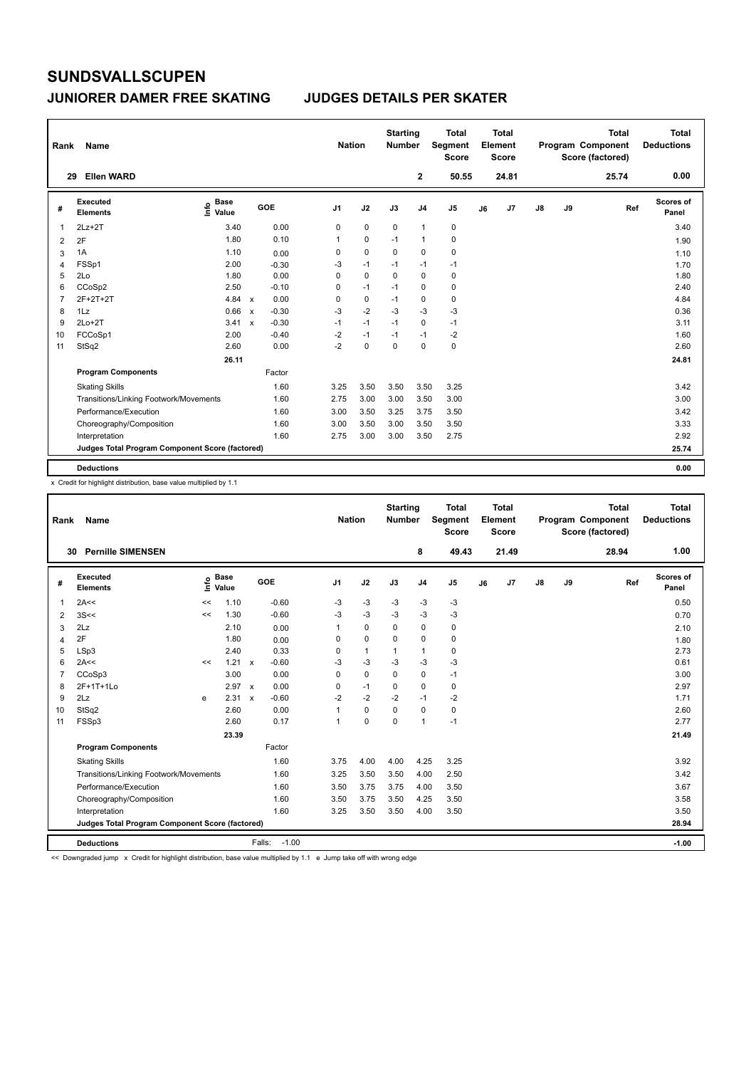# SUNDSVALLSCUPEN

## JUNIORER DAMER FREE SKATING — JUDGES DETAILS PER SKATER

| Rank | Name | Nation | Starting Number | Total Segment Score | Total Element Score | Total Program Component Score (factored) | Total Deductions |
|---|---|---|---|---|---|---|---|
| 29 | Ellen WARD | | 2 | 50.55 | 24.81 | 25.74 | 0.00 |

| # | Executed Elements | Info | Base Value | | GOE | J1 | J2 | J3 | J4 | J5 | J6 | J7 | J8 | J9 | Ref | Scores of Panel |
|---|---|---|---|---|---|---|---|---|---|---|---|---|---|---|---|---|
| 1 | 2Lz+2T | | 3.40 | | 0.00 | 0 | 0 | 0 | 1 | 0 | | | | | | 3.40 |
| 2 | 2F | | 1.80 | | 0.10 | 1 | 0 | -1 | 1 | 0 | | | | | | 1.90 |
| 3 | 1A | | 1.10 | | 0.00 | 0 | 0 | 0 | 0 | 0 | | | | | | 1.10 |
| 4 | FSSp1 | | 2.00 | | -0.30 | -3 | -1 | -1 | -1 | -1 | | | | | | 1.70 |
| 5 | 2Lo | | 1.80 | | 0.00 | 0 | 0 | 0 | 0 | 0 | | | | | | 1.80 |
| 6 | CCoSp2 | | 2.50 | | -0.10 | 0 | -1 | -1 | 0 | 0 | | | | | | 2.40 |
| 7 | 2F+2T+2T | | 4.84 | x | 0.00 | 0 | 0 | -1 | 0 | 0 | | | | | | 4.84 |
| 8 | 1Lz | | 0.66 | x | -0.30 | -3 | -2 | -3 | -3 | -3 | | | | | | 0.36 |
| 9 | 2Lo+2T | | 3.41 | x | -0.30 | -1 | -1 | -1 | 0 | -1 | | | | | | 3.11 |
| 10 | FCCoSp1 | | 2.00 | | -0.40 | -2 | -1 | -1 | -1 | -2 | | | | | | 1.60 |
| 11 | StSq2 | | 2.60 | | 0.00 | -2 | 0 | 0 | 0 | 0 | | | | | | 2.60 |
| | | | 26.11 | | | | | | | | | | | | | 24.81 |
| | **Program Components** | | | | Factor | | | | | | | | | | | |
| | Skating Skills | | | | 1.60 | 3.25 | 3.50 | 3.50 | 3.50 | 3.25 | | | | | | 3.42 |
| | Transitions/Linking Footwork/Movements | | | | 1.60 | 2.75 | 3.00 | 3.00 | 3.50 | 3.00 | | | | | | 3.00 |
| | Performance/Execution | | | | 1.60 | 3.00 | 3.50 | 3.25 | 3.75 | 3.50 | | | | | | 3.42 |
| | Choreography/Composition | | | | 1.60 | 3.00 | 3.50 | 3.00 | 3.50 | 3.50 | | | | | | 3.33 |
| | Interpretation | | | | 1.60 | 2.75 | 3.00 | 3.00 | 3.50 | 2.75 | | | | | | 2.92 |
| | **Judges Total Program Component Score (factored)** | | | | | | | | | | | | | | | 25.74 |
| | **Deductions** | | | | | | | | | | | | | | | 0.00 |

x Credit for highlight distribution, base value multiplied by 1.1

| Rank | Name | Nation | Starting Number | Total Segment Score | Total Element Score | Total Program Component Score (factored) | Total Deductions |
|---|---|---|---|---|---|---|---|
| 30 | Pernille SIMENSEN | | 8 | 49.43 | 21.49 | 28.94 | 1.00 |

| # | Executed Elements | Info | Base Value | | GOE | J1 | J2 | J3 | J4 | J5 | J6 | J7 | J8 | J9 | Ref | Scores of Panel |
|---|---|---|---|---|---|---|---|---|---|---|---|---|---|---|---|---|
| 1 | 2A<< | << | 1.10 | | -0.60 | -3 | -3 | -3 | -3 | -3 | | | | | | 0.50 |
| 2 | 3S<< | << | 1.30 | | -0.60 | -3 | -3 | -3 | -3 | -3 | | | | | | 0.70 |
| 3 | 2Lz | | 2.10 | | 0.00 | 1 | 0 | 0 | 0 | 0 | | | | | | 2.10 |
| 4 | 2F | | 1.80 | | 0.00 | 0 | 0 | 0 | 0 | 0 | | | | | | 1.80 |
| 5 | LSp3 | | 2.40 | | 0.33 | 0 | 1 | 1 | 1 | 0 | | | | | | 2.73 |
| 6 | 2A<< | << | 1.21 | x | -0.60 | -3 | -3 | -3 | -3 | -3 | | | | | | 0.61 |
| 7 | CCoSp3 | | 3.00 | | 0.00 | 0 | 0 | 0 | 0 | -1 | | | | | | 3.00 |
| 8 | 2F+1T+1Lo | | 2.97 | x | 0.00 | 0 | -1 | 0 | 0 | 0 | | | | | | 2.97 |
| 9 | 2Lz | e | 2.31 | x | -0.60 | -2 | -2 | -2 | -1 | -2 | | | | | | 1.71 |
| 10 | StSq2 | | 2.60 | | 0.00 | 1 | 0 | 0 | 0 | 0 | | | | | | 2.60 |
| 11 | FSSp3 | | 2.60 | | 0.17 | 1 | 0 | 0 | 1 | -1 | | | | | | 2.77 |
| | | | 23.39 | | | | | | | | | | | | | 21.49 |
| | **Program Components** | | | | Factor | | | | | | | | | | | |
| | Skating Skills | | | | 1.60 | 3.75 | 4.00 | 4.00 | 4.25 | 3.25 | | | | | | 3.92 |
| | Transitions/Linking Footwork/Movements | | | | 1.60 | 3.25 | 3.50 | 3.50 | 4.00 | 2.50 | | | | | | 3.42 |
| | Performance/Execution | | | | 1.60 | 3.50 | 3.75 | 3.75 | 4.00 | 3.50 | | | | | | 3.67 |
| | Choreography/Composition | | | | 1.60 | 3.50 | 3.75 | 3.50 | 4.25 | 3.50 | | | | | | 3.58 |
| | Interpretation | | | | 1.60 | 3.25 | 3.50 | 3.50 | 4.00 | 3.50 | | | | | | 3.50 |
| | **Judges Total Program Component Score (factored)** | | | | | | | | | | | | | | | 28.94 |
| | **Deductions** | | | | Falls: -1.00 | | | | | | | | | | | -1.00 |

<< Downgraded jump x Credit for highlight distribution, base value multiplied by 1.1 e Jump take off with wrong edge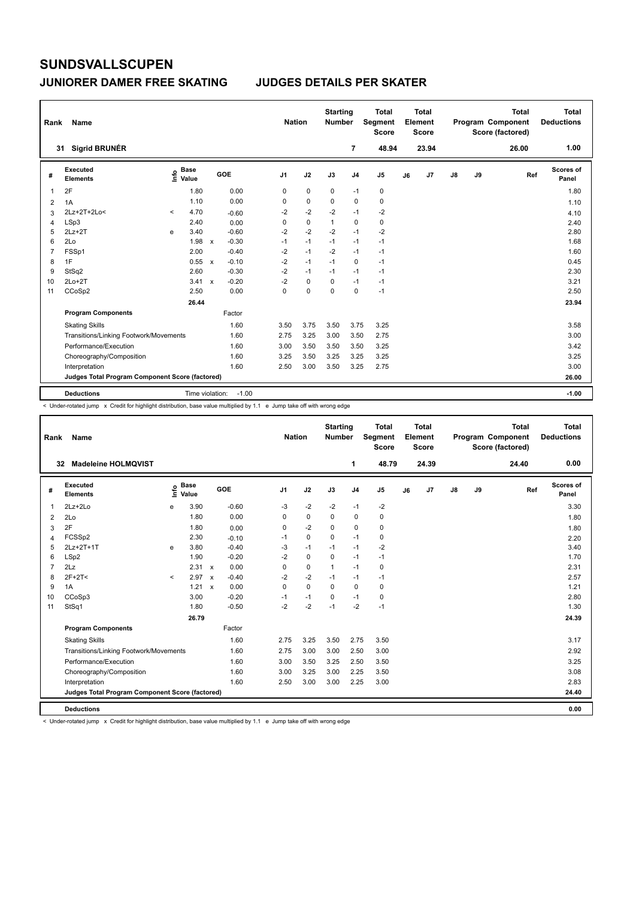# SUNDSVALLSCUPEN

## JUNIORER DAMER FREE SKATING JUDGES DETAILS PER SKATER

| Rank | Name | Nation | Starting Number | Total Segment Score | Total Element Score | Total Program Component Score (factored) | Total Deductions |
|---|---|---|---|---|---|---|---|
| 31 | Sigrid BRUNÉR | | 7 | 48.94 | 23.94 | 26.00 | 1.00 |

| # | Executed Elements | Info | Base Value | | GOE | J1 | J2 | J3 | J4 | J5 | J6 | J7 | J8 | J9 | Ref | Scores of Panel |
|---|---|---|---|---|---|---|---|---|---|---|---|---|---|---|---|---|
| 1 | 2F | | 1.80 | | 0.00 | 0 | 0 | 0 | -1 | 0 | | | | | | 1.80 |
| 2 | 1A | | 1.10 | | 0.00 | 0 | 0 | 0 | 0 | 0 | | | | | | 1.10 |
| 3 | 2Lz+2T+2Lo< | < | 4.70 | | -0.60 | -2 | -2 | -2 | -1 | -2 | | | | | | 4.10 |
| 4 | LSp3 | | 2.40 | | 0.00 | 0 | 0 | 1 | 0 | 0 | | | | | | 2.40 |
| 5 | 2Lz+2T | e | 3.40 | | -0.60 | -2 | -2 | -2 | -1 | -2 | | | | | | 2.80 |
| 6 | 2Lo | | 1.98 | x | -0.30 | -1 | -1 | -1 | -1 | -1 | | | | | | 1.68 |
| 7 | FSSp1 | | 2.00 | | -0.40 | -2 | -1 | -2 | -1 | -1 | | | | | | 1.60 |
| 8 | 1F | | 0.55 | x | -0.10 | -2 | -1 | -1 | 0 | -1 | | | | | | 0.45 |
| 9 | StSq2 | | 2.60 | | -0.30 | -2 | -1 | -1 | -1 | -1 | | | | | | 2.30 |
| 10 | 2Lo+2T | | 3.41 | x | -0.20 | -2 | 0 | 0 | -1 | -1 | | | | | | 3.21 |
| 11 | CCoSp2 | | 2.50 | | 0.00 | 0 | 0 | 0 | 0 | -1 | | | | | | 2.50 |
| | | | 26.44 | | | | | | | | | | | | | 23.94 |
| | **Program Components** | | | | Factor | | | | | | | | | | | |
| | Skating Skills | | | | 1.60 | 3.50 | 3.75 | 3.50 | 3.75 | 3.25 | | | | | | 3.58 |
| | Transitions/Linking Footwork/Movements | | | | 1.60 | 2.75 | 3.25 | 3.00 | 3.50 | 2.75 | | | | | | 3.00 |
| | Performance/Execution | | | | 1.60 | 3.00 | 3.50 | 3.50 | 3.50 | 3.25 | | | | | | 3.42 |
| | Choreography/Composition | | | | 1.60 | 3.25 | 3.50 | 3.25 | 3.25 | 3.25 | | | | | | 3.25 |
| | Interpretation | | | | 1.60 | 2.50 | 3.00 | 3.50 | 3.25 | 2.75 | | | | | | 3.00 |
| | **Judges Total Program Component Score (factored)** | | | | | | | | | | | | | | | 26.00 |
| | **Deductions** | | Time violation: | | -1.00 | | | | | | | | | | | -1.00 |

< Under-rotated jump x Credit for highlight distribution, base value multiplied by 1.1 e Jump take off with wrong edge

| Rank | Name | Nation | Starting Number | Total Segment Score | Total Element Score | Total Program Component Score (factored) | Total Deductions |
|---|---|---|---|---|---|---|---|
| 32 | Madeleine HOLMQVIST | | 1 | 48.79 | 24.39 | 24.40 | 0.00 |

| # | Executed Elements | Info | Base Value | | GOE | J1 | J2 | J3 | J4 | J5 | J6 | J7 | J8 | J9 | Ref | Scores of Panel |
|---|---|---|---|---|---|---|---|---|---|---|---|---|---|---|---|---|
| 1 | 2Lz+2Lo | e | 3.90 | | -0.60 | -3 | -2 | -2 | -1 | -2 | | | | | | 3.30 |
| 2 | 2Lo | | 1.80 | | 0.00 | 0 | 0 | 0 | 0 | 0 | | | | | | 1.80 |
| 3 | 2F | | 1.80 | | 0.00 | 0 | -2 | 0 | 0 | 0 | | | | | | 1.80 |
| 4 | FCSSp2 | | 2.30 | | -0.10 | -1 | 0 | 0 | -1 | 0 | | | | | | 2.20 |
| 5 | 2Lz+2T+1T | e | 3.80 | | -0.40 | -3 | -1 | -1 | -1 | -2 | | | | | | 3.40 |
| 6 | LSp2 | | 1.90 | | -0.20 | -2 | 0 | 0 | -1 | -1 | | | | | | 1.70 |
| 7 | 2Lz | | 2.31 | x | 0.00 | 0 | 0 | 1 | -1 | 0 | | | | | | 2.31 |
| 8 | 2F+2T< | < | 2.97 | x | -0.40 | -2 | -2 | -1 | -1 | -1 | | | | | | 2.57 |
| 9 | 1A | | 1.21 | x | 0.00 | 0 | 0 | 0 | 0 | 0 | | | | | | 1.21 |
| 10 | CCoSp3 | | 3.00 | | -0.20 | -1 | -1 | 0 | -1 | 0 | | | | | | 2.80 |
| 11 | StSq1 | | 1.80 | | -0.50 | -2 | -2 | -1 | -2 | -1 | | | | | | 1.30 |
| | | | 26.79 | | | | | | | | | | | | | 24.39 |
| | **Program Components** | | | | Factor | | | | | | | | | | | |
| | Skating Skills | | | | 1.60 | 2.75 | 3.25 | 3.50 | 2.75 | 3.50 | | | | | | 3.17 |
| | Transitions/Linking Footwork/Movements | | | | 1.60 | 2.75 | 3.00 | 3.00 | 2.50 | 3.00 | | | | | | 2.92 |
| | Performance/Execution | | | | 1.60 | 3.00 | 3.50 | 3.25 | 2.50 | 3.50 | | | | | | 3.25 |
| | Choreography/Composition | | | | 1.60 | 3.00 | 3.25 | 3.00 | 2.25 | 3.50 | | | | | | 3.08 |
| | Interpretation | | | | 1.60 | 2.50 | 3.00 | 3.00 | 2.25 | 3.00 | | | | | | 2.83 |
| | **Judges Total Program Component Score (factored)** | | | | | | | | | | | | | | | 24.40 |
| | **Deductions** | | | | | | | | | | | | | | | 0.00 |

< Under-rotated jump x Credit for highlight distribution, base value multiplied by 1.1 e Jump take off with wrong edge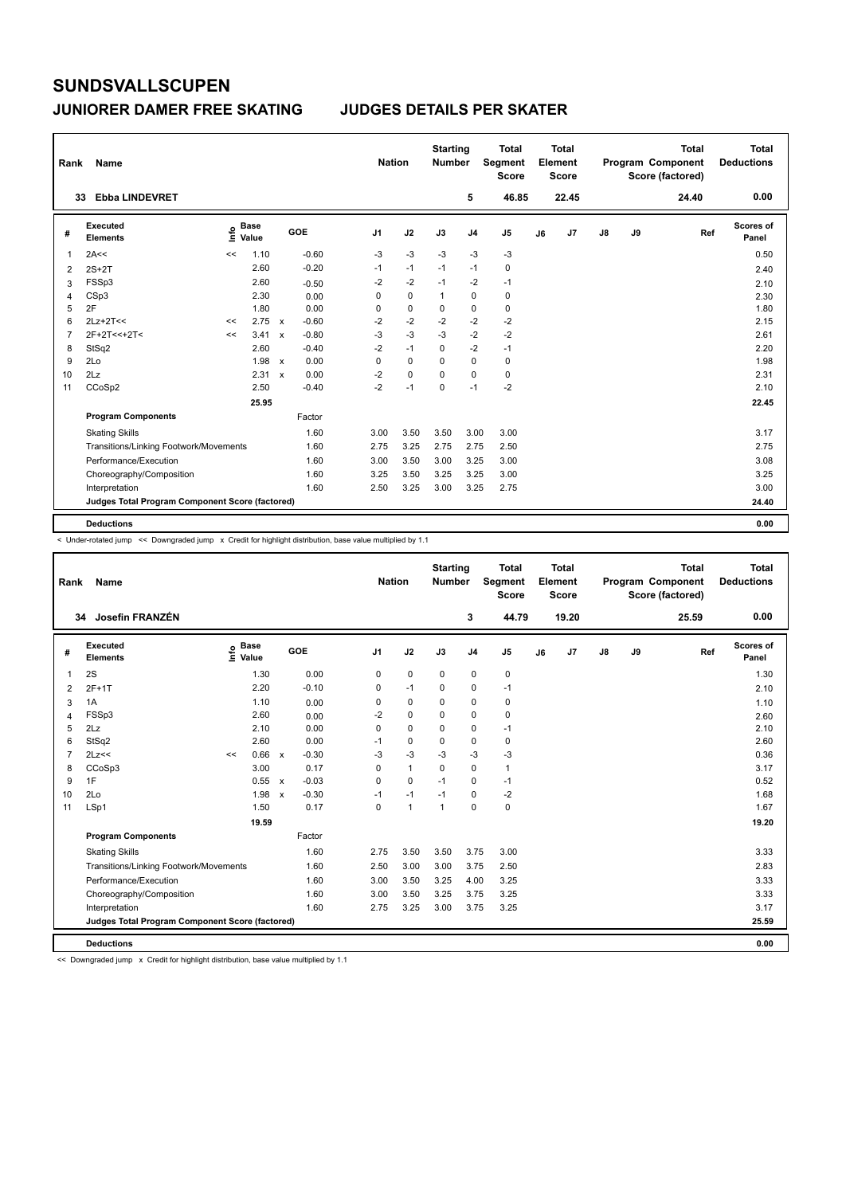# SUNDSVALLSCUPEN

## JUNIORER DAMER FREE SKATING — JUDGES DETAILS PER SKATER

| Rank | Name | Nation | Starting Number | Total Segment Score | Total Element Score | Total Program Component Score (factored) | Total Deductions |
|---|---|---|---|---|---|---|---|
| 33 | Ebba LINDEVRET | | 5 | 46.85 | 22.45 | 24.40 | 0.00 |

| # | Executed Elements | Info | Base Value | | GOE | J1 | J2 | J3 | J4 | J5 | J6 | J7 | J8 | J9 | Ref | Scores of Panel |
|---|---|---|---|---|---|---|---|---|---|---|---|---|---|---|---|---|
| 1 | 2A<< | << | 1.10 | | -0.60 | -3 | -3 | -3 | -3 | -3 | | | | | | 0.50 |
| 2 | 2S+2T | | 2.60 | | -0.20 | -1 | -1 | -1 | -1 | 0 | | | | | | 2.40 |
| 3 | FSSp3 | | 2.60 | | -0.50 | -2 | -2 | -1 | -2 | -1 | | | | | | 2.10 |
| 4 | CSp3 | | 2.30 | | 0.00 | 0 | 0 | 1 | 0 | 0 | | | | | | 2.30 |
| 5 | 2F | | 1.80 | | 0.00 | 0 | 0 | 0 | 0 | 0 | | | | | | 1.80 |
| 6 | 2Lz+2T<< | << | 2.75 | x | -0.60 | -2 | -2 | -2 | -2 | -2 | | | | | | 2.15 |
| 7 | 2F+2T<<+2T< | << | 3.41 | x | -0.80 | -3 | -3 | -3 | -2 | -2 | | | | | | 2.61 |
| 8 | StSq2 | | 2.60 | | -0.40 | -2 | -1 | 0 | -2 | -1 | | | | | | 2.20 |
| 9 | 2Lo | | 1.98 | x | 0.00 | 0 | 0 | 0 | 0 | 0 | | | | | | 1.98 |
| 10 | 2Lz | | 2.31 | x | 0.00 | -2 | 0 | 0 | 0 | 0 | | | | | | 2.31 |
| 11 | CCoSp2 | | 2.50 | | -0.40 | -2 | -1 | 0 | -1 | -2 | | | | | | 2.10 |
| | | | 25.95 | | | | | | | | | | | | | 22.45 |
| | **Program Components** | | | | Factor | | | | | | | | | | | |
| | Skating Skills | | | | 1.60 | 3.00 | 3.50 | 3.50 | 3.00 | 3.00 | | | | | | 3.17 |
| | Transitions/Linking Footwork/Movements | | | | 1.60 | 2.75 | 3.25 | 2.75 | 2.75 | 2.50 | | | | | | 2.75 |
| | Performance/Execution | | | | 1.60 | 3.00 | 3.50 | 3.00 | 3.25 | 3.00 | | | | | | 3.08 |
| | Choreography/Composition | | | | 1.60 | 3.25 | 3.50 | 3.25 | 3.25 | 3.00 | | | | | | 3.25 |
| | Interpretation | | | | 1.60 | 2.50 | 3.25 | 3.00 | 3.25 | 2.75 | | | | | | 3.00 |
| | **Judges Total Program Component Score (factored)** | | | | | | | | | | | | | | | 24.40 |
| | **Deductions** | | | | | | | | | | | | | | | 0.00 |

< Under-rotated jump << Downgraded jump x Credit for highlight distribution, base value multiplied by 1.1

| Rank | Name | Nation | Starting Number | Total Segment Score | Total Element Score | Total Program Component Score (factored) | Total Deductions |
|---|---|---|---|---|---|---|---|
| 34 | Josefin FRANZÉN | | 3 | 44.79 | 19.20 | 25.59 | 0.00 |

| # | Executed Elements | Info | Base Value | | GOE | J1 | J2 | J3 | J4 | J5 | J6 | J7 | J8 | J9 | Ref | Scores of Panel |
|---|---|---|---|---|---|---|---|---|---|---|---|---|---|---|---|---|
| 1 | 2S | | 1.30 | | 0.00 | 0 | 0 | 0 | 0 | 0 | | | | | | 1.30 |
| 2 | 2F+1T | | 2.20 | | -0.10 | 0 | -1 | 0 | 0 | -1 | | | | | | 2.10 |
| 3 | 1A | | 1.10 | | 0.00 | 0 | 0 | 0 | 0 | 0 | | | | | | 1.10 |
| 4 | FSSp3 | | 2.60 | | 0.00 | -2 | 0 | 0 | 0 | 0 | | | | | | 2.60 |
| 5 | 2Lz | | 2.10 | | 0.00 | 0 | 0 | 0 | 0 | -1 | | | | | | 2.10 |
| 6 | StSq2 | | 2.60 | | 0.00 | -1 | 0 | 0 | 0 | 0 | | | | | | 2.60 |
| 7 | 2Lz<< | << | 0.66 | x | -0.30 | -3 | -3 | -3 | -3 | -3 | | | | | | 0.36 |
| 8 | CCoSp3 | | 3.00 | | 0.17 | 0 | 1 | 0 | 0 | 1 | | | | | | 3.17 |
| 9 | 1F | | 0.55 | x | -0.03 | 0 | 0 | -1 | 0 | -1 | | | | | | 0.52 |
| 10 | 2Lo | | 1.98 | x | -0.30 | -1 | -1 | -1 | 0 | -2 | | | | | | 1.68 |
| 11 | LSp1 | | 1.50 | | 0.17 | 0 | 1 | 1 | 0 | 0 | | | | | | 1.67 |
| | | | 19.59 | | | | | | | | | | | | | 19.20 |
| | **Program Components** | | | | Factor | | | | | | | | | | | |
| | Skating Skills | | | | 1.60 | 2.75 | 3.50 | 3.50 | 3.75 | 3.00 | | | | | | 3.33 |
| | Transitions/Linking Footwork/Movements | | | | 1.60 | 2.50 | 3.00 | 3.00 | 3.75 | 2.50 | | | | | | 2.83 |
| | Performance/Execution | | | | 1.60 | 3.00 | 3.50 | 3.25 | 4.00 | 3.25 | | | | | | 3.33 |
| | Choreography/Composition | | | | 1.60 | 3.00 | 3.50 | 3.25 | 3.75 | 3.25 | | | | | | 3.33 |
| | Interpretation | | | | 1.60 | 2.75 | 3.25 | 3.00 | 3.75 | 3.25 | | | | | | 3.17 |
| | **Judges Total Program Component Score (factored)** | | | | | | | | | | | | | | | 25.59 |
| | **Deductions** | | | | | | | | | | | | | | | 0.00 |

<< Downgraded jump x Credit for highlight distribution, base value multiplied by 1.1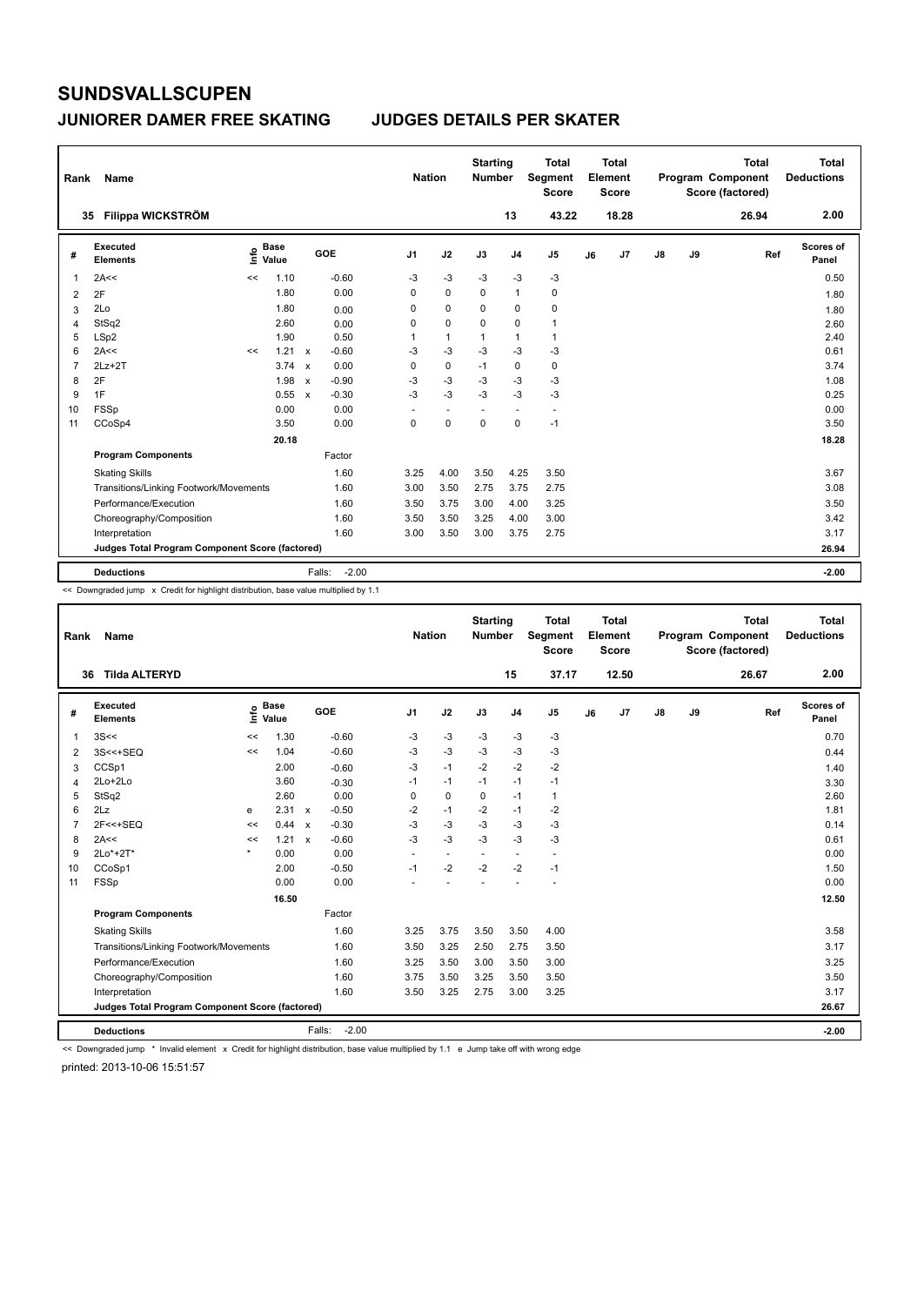# SUNDSVALLSCUPEN

## JUNIORER DAMER FREE SKATING — JUDGES DETAILS PER SKATER

| Rank | Name | Nation | Starting Number | Total Segment Score | Total Element Score | Total Program Component Score (factored) | Total Deductions |
|---|---|---|---|---|---|---|---|
| 35 | Filippa WICKSTRÖM | | 13 | 43.22 | 18.28 | 26.94 | 2.00 |

| # | Executed Elements | Info | Base Value | | GOE | J1 | J2 | J3 | J4 | J5 | J6 | J7 | J8 | J9 | Ref | Scores of Panel |
|---|---|---|---|---|---|---|---|---|---|---|---|---|---|---|---|---|
| 1 | 2A<< | << | 1.10 | | -0.60 | -3 | -3 | -3 | -3 | -3 | | | | | | 0.50 |
| 2 | 2F | | 1.80 | | 0.00 | 0 | 0 | 0 | 1 | 0 | | | | | | 1.80 |
| 3 | 2Lo | | 1.80 | | 0.00 | 0 | 0 | 0 | 0 | 0 | | | | | | 1.80 |
| 4 | StSq2 | | 2.60 | | 0.00 | 0 | 0 | 0 | 0 | 1 | | | | | | 2.60 |
| 5 | LSp2 | | 1.90 | | 0.50 | 1 | 1 | 1 | 1 | 1 | | | | | | 2.40 |
| 6 | 2A<< | << | 1.21 | x | -0.60 | -3 | -3 | -3 | -3 | -3 | | | | | | 0.61 |
| 7 | 2Lz+2T | | 3.74 | x | 0.00 | 0 | 0 | -1 | 0 | 0 | | | | | | 3.74 |
| 8 | 2F | | 1.98 | x | -0.90 | -3 | -3 | -3 | -3 | -3 | | | | | | 1.08 |
| 9 | 1F | | 0.55 | x | -0.30 | -3 | -3 | -3 | -3 | -3 | | | | | | 0.25 |
| 10 | FSSp | | 0.00 | | 0.00 | - | - | - | - | - | | | | | | 0.00 |
| 11 | CCoSp4 | | 3.50 | | 0.00 | 0 | 0 | 0 | 0 | -1 | | | | | | 3.50 |
| | | | 20.18 | | | | | | | | | | | | | 18.28 |
| | **Program Components** | | | | Factor | | | | | | | | | | | |
| | Skating Skills | | | | 1.60 | 3.25 | 4.00 | 3.50 | 4.25 | 3.50 | | | | | | 3.67 |
| | Transitions/Linking Footwork/Movements | | | | 1.60 | 3.00 | 3.50 | 2.75 | 3.75 | 2.75 | | | | | | 3.08 |
| | Performance/Execution | | | | 1.60 | 3.50 | 3.75 | 3.00 | 4.00 | 3.25 | | | | | | 3.50 |
| | Choreography/Composition | | | | 1.60 | 3.50 | 3.50 | 3.25 | 4.00 | 3.00 | | | | | | 3.42 |
| | Interpretation | | | | 1.60 | 3.00 | 3.50 | 3.00 | 3.75 | 2.75 | | | | | | 3.17 |
| | **Judges Total Program Component Score (factored)** | | | | | | | | | | | | | | | 26.94 |
| | **Deductions** | | | | Falls: -2.00 | | | | | | | | | | | -2.00 |

<< Downgraded jump x Credit for highlight distribution, base value multiplied by 1.1

| Rank | Name | Nation | Starting Number | Total Segment Score | Total Element Score | Total Program Component Score (factored) | Total Deductions |
|---|---|---|---|---|---|---|---|
| 36 | Tilda ALTERYD | | 15 | 37.17 | 12.50 | 26.67 | 2.00 |

| # | Executed Elements | Info | Base Value | | GOE | J1 | J2 | J3 | J4 | J5 | J6 | J7 | J8 | J9 | Ref | Scores of Panel |
|---|---|---|---|---|---|---|---|---|---|---|---|---|---|---|---|---|
| 1 | 3S<< | << | 1.30 | | -0.60 | -3 | -3 | -3 | -3 | -3 | | | | | | 0.70 |
| 2 | 3S<<+SEQ | << | 1.04 | | -0.60 | -3 | -3 | -3 | -3 | -3 | | | | | | 0.44 |
| 3 | CCSp1 | | 2.00 | | -0.60 | -3 | -1 | -2 | -2 | -2 | | | | | | 1.40 |
| 4 | 2Lo+2Lo | | 3.60 | | -0.30 | -1 | -1 | -1 | -1 | -1 | | | | | | 3.30 |
| 5 | StSq2 | | 2.60 | | 0.00 | 0 | 0 | 0 | -1 | 1 | | | | | | 2.60 |
| 6 | 2Lz | e | 2.31 | x | -0.50 | -2 | -1 | -2 | -1 | -2 | | | | | | 1.81 |
| 7 | 2F<<+SEQ | << | 0.44 | x | -0.30 | -3 | -3 | -3 | -3 | -3 | | | | | | 0.14 |
| 8 | 2A<< | << | 1.21 | x | -0.60 | -3 | -3 | -3 | -3 | -3 | | | | | | 0.61 |
| 9 | 2Lo*+2T* | * | 0.00 | | 0.00 | - | - | - | - | - | | | | | | 0.00 |
| 10 | CCoSp1 | | 2.00 | | -0.50 | -1 | -2 | -2 | -2 | -1 | | | | | | 1.50 |
| 11 | FSSp | | 0.00 | | 0.00 | - | - | - | - | - | | | | | | 0.00 |
| | | | 16.50 | | | | | | | | | | | | | 12.50 |
| | **Program Components** | | | | Factor | | | | | | | | | | | |
| | Skating Skills | | | | 1.60 | 3.25 | 3.75 | 3.50 | 3.50 | 4.00 | | | | | | 3.58 |
| | Transitions/Linking Footwork/Movements | | | | 1.60 | 3.50 | 3.25 | 2.50 | 2.75 | 3.50 | | | | | | 3.17 |
| | Performance/Execution | | | | 1.60 | 3.25 | 3.50 | 3.00 | 3.50 | 3.00 | | | | | | 3.25 |
| | Choreography/Composition | | | | 1.60 | 3.75 | 3.50 | 3.25 | 3.50 | 3.50 | | | | | | 3.50 |
| | Interpretation | | | | 1.60 | 3.50 | 3.25 | 2.75 | 3.00 | 3.25 | | | | | | 3.17 |
| | **Judges Total Program Component Score (factored)** | | | | | | | | | | | | | | | 26.67 |
| | **Deductions** | | | | Falls: -2.00 | | | | | | | | | | | -2.00 |

<< Downgraded jump * Invalid element x Credit for highlight distribution, base value multiplied by 1.1 e Jump take off with wrong edge

printed: 2013-10-06 15:51:57